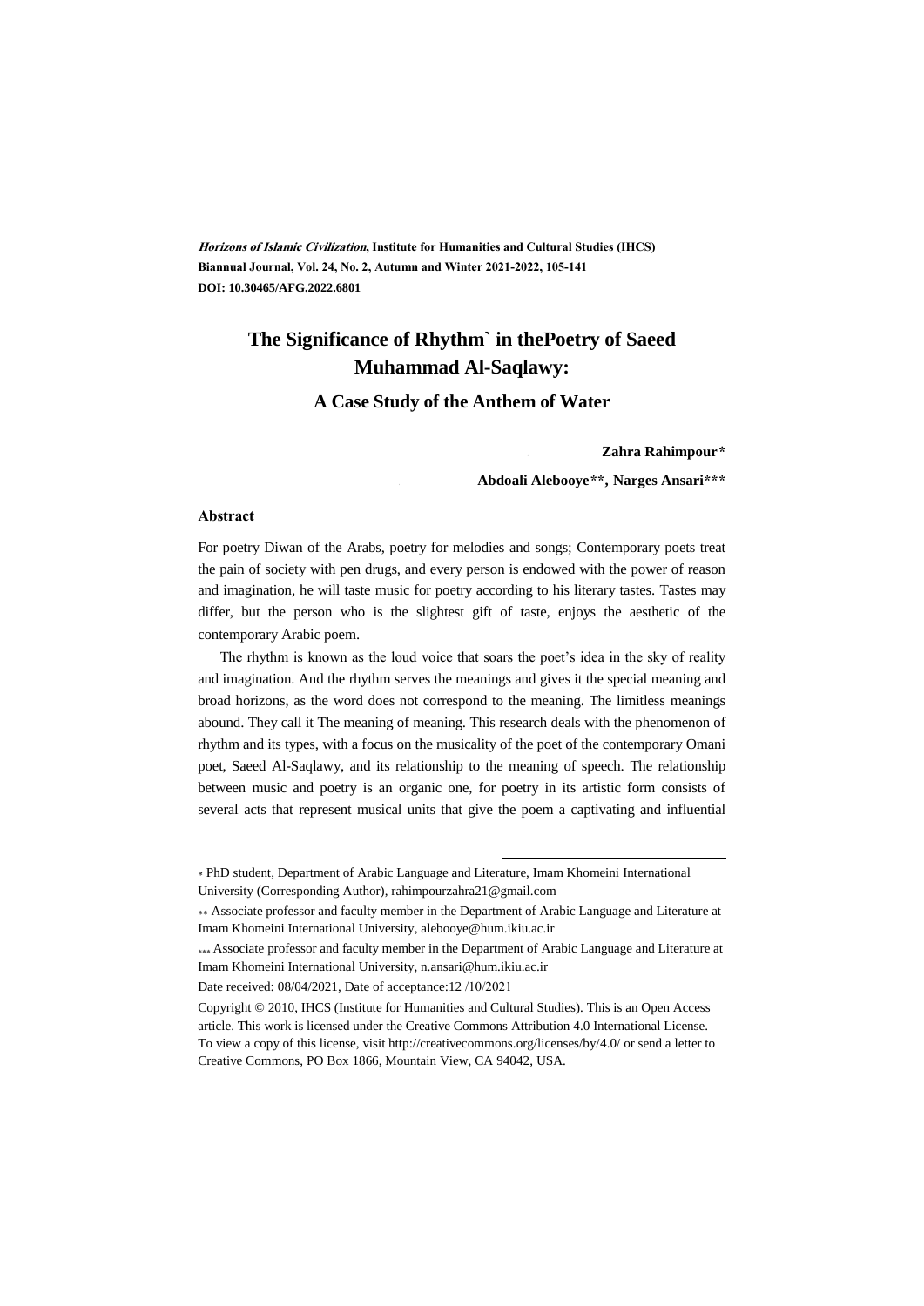*Horizons of Islamic Civilization*, **Institute for Humanities and Cultural Studies (IHCS)**
**Biannual Journal, Vol. 24, No. 2, Autumn and Winter 2021-2022, 105-141**
**DOI: 10.30465/AFG.2022.6801**

# The Significance of Rhythm` in thePoetry of Saeed Muhammad Al-Saqlawy:

## A Case Study of the Anthem of Water

**Zahra Rahimpour***

**Abdoali Alebooye**, Narges Ansari*****

### Abstract

For poetry Diwan of the Arabs, poetry for melodies and songs; Contemporary poets treat the pain of society with pen drugs, and every person is endowed with the power of reason and imagination, he will taste music for poetry according to his literary tastes. Tastes may differ, but the person who is the slightest gift of taste, enjoys the aesthetic of the contemporary Arabic poem.

The rhythm is known as the loud voice that soars the poet's idea in the sky of reality and imagination. And the rhythm serves the meanings and gives it the special meaning and broad horizons, as the word does not correspond to the meaning. The limitless meanings abound. They call it The meaning of meaning. This research deals with the phenomenon of rhythm and its types, with a focus on the musicality of the poet of the contemporary Omani poet, Saeed Al-Saqlawy, and its relationship to the meaning of speech. The relationship between music and poetry is an organic one, for poetry in its artistic form consists of several acts that represent musical units that give the poem a captivating and influential

---

\* PhD student, Department of Arabic Language and Literature, Imam Khomeini International University (Corresponding Author), rahimpourzahra21@gmail.com

\*\* Associate professor and faculty member in the Department of Arabic Language and Literature at Imam Khomeini International University, alebooye@hum.ikiu.ac.ir

\*\*\* Associate professor and faculty member in the Department of Arabic Language and Literature at Imam Khomeini International University, n.ansari@hum.ikiu.ac.ir

Date received: 08/04/2021, Date of acceptance:12 /10/2021

Copyright © 2010, IHCS (Institute for Humanities and Cultural Studies). This is an Open Access article. This work is licensed under the Creative Commons Attribution 4.0 International License. To view a copy of this license, visit http://creativecommons.org/licenses/by/4.0/ or send a letter to Creative Commons, PO Box 1866, Mountain View, CA 94042, USA.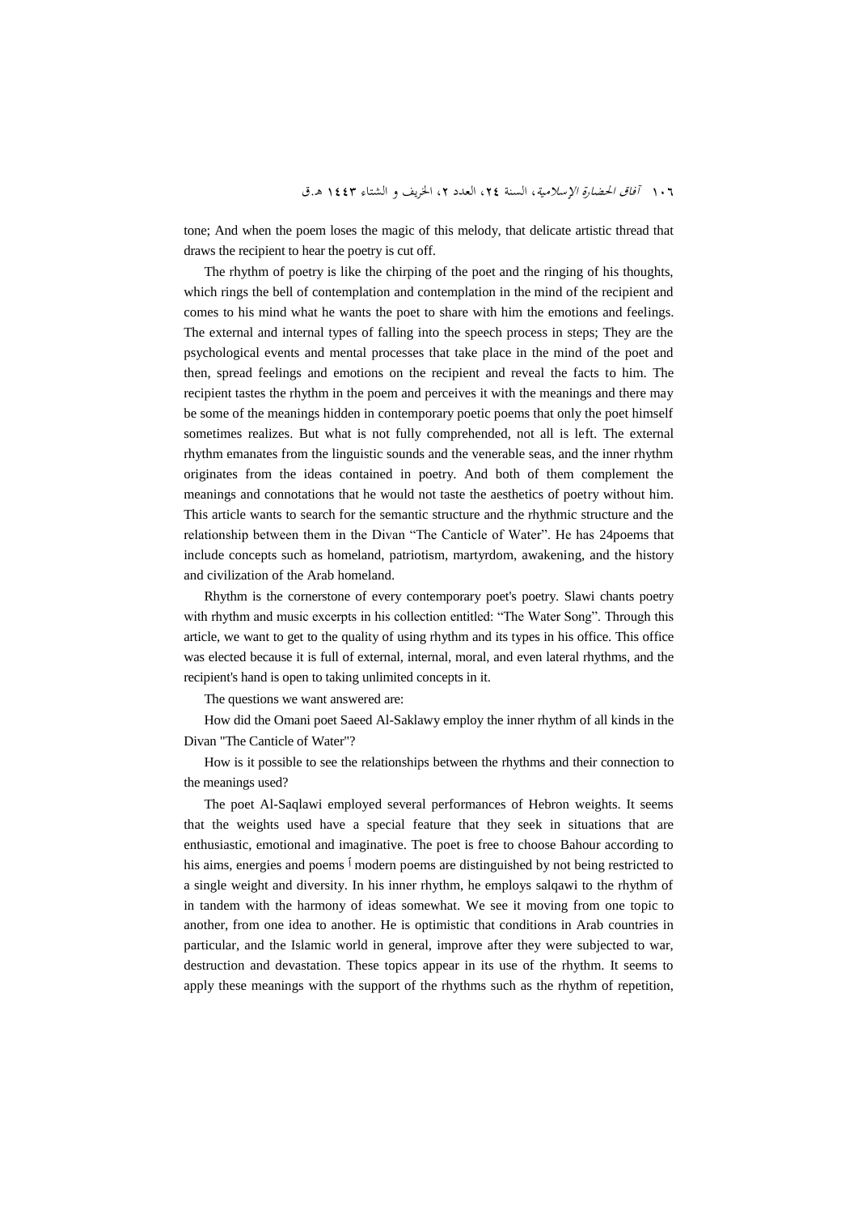tone; And when the poem loses the magic of this melody, that delicate artistic thread that draws the recipient to hear the poetry is cut off.

The rhythm of poetry is like the chirping of the poet and the ringing of his thoughts, which rings the bell of contemplation and contemplation in the mind of the recipient and comes to his mind what he wants the poet to share with him the emotions and feelings. The external and internal types of falling into the speech process in steps; They are the psychological events and mental processes that take place in the mind of the poet and then, spread feelings and emotions on the recipient and reveal the facts to him. The recipient tastes the rhythm in the poem and perceives it with the meanings and there may be some of the meanings hidden in contemporary poetic poems that only the poet himself sometimes realizes. But what is not fully comprehended, not all is left. The external rhythm emanates from the linguistic sounds and the venerable seas, and the inner rhythm originates from the ideas contained in poetry. And both of them complement the meanings and connotations that he would not taste the aesthetics of poetry without him. This article wants to search for the semantic structure and the rhythmic structure and the relationship between them in the Divan "The Canticle of Water". He has 24poems that include concepts such as homeland, patriotism, martyrdom, awakening, and the history and civilization of the Arab homeland.

Rhythm is the cornerstone of every contemporary poet's poetry. Slawi chants poetry with rhythm and music excerpts in his collection entitled: "The Water Song". Through this article, we want to get to the quality of using rhythm and its types in his office. This office was elected because it is full of external, internal, moral, and even lateral rhythms, and the recipient's hand is open to taking unlimited concepts in it.

The questions we want answered are:

How did the Omani poet Saeed Al-Saklawy employ the inner rhythm of all kinds in the Divan "The Canticle of Water"?

How is it possible to see the relationships between the rhythms and their connection to the meanings used?

The poet Al-Saqlawi employed several performances of Hebron weights. It seems that the weights used have a special feature that they seek in situations that are enthusiastic, emotional and imaginative. The poet is free to choose Bahour according to his aims, energies and poems أ modern poems are distinguished by not being restricted to a single weight and diversity. In his inner rhythm, he employs salqawi to the rhythm of in tandem with the harmony of ideas somewhat. We see it moving from one topic to another, from one idea to another. He is optimistic that conditions in Arab countries in particular, and the Islamic world in general, improve after they were subjected to war, destruction and devastation. These topics appear in its use of the rhythm. It seems to apply these meanings with the support of the rhythms such as the rhythm of repetition,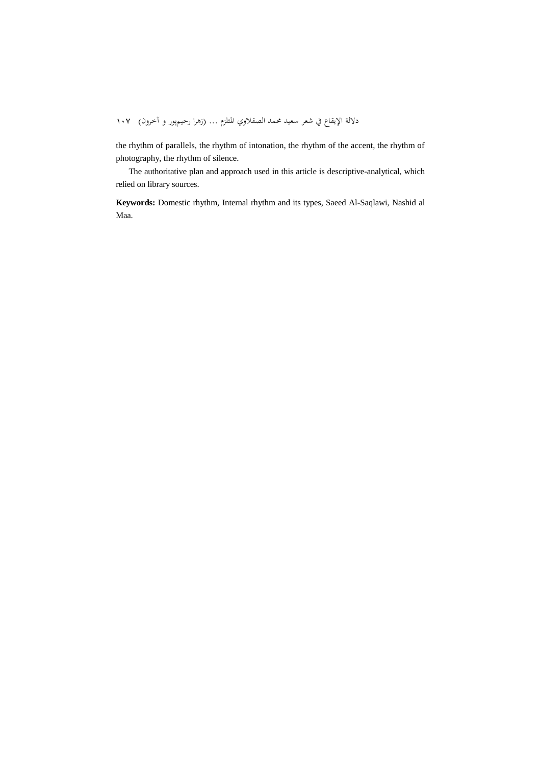the rhythm of parallels, the rhythm of intonation, the rhythm of the accent, the rhythm of photography, the rhythm of silence.

The authoritative plan and approach used in this article is descriptive-analytical, which relied on library sources.

**Keywords:** Domestic rhythm, Internal rhythm and its types, Saeed Al-Saqlawi, Nashid al Maa.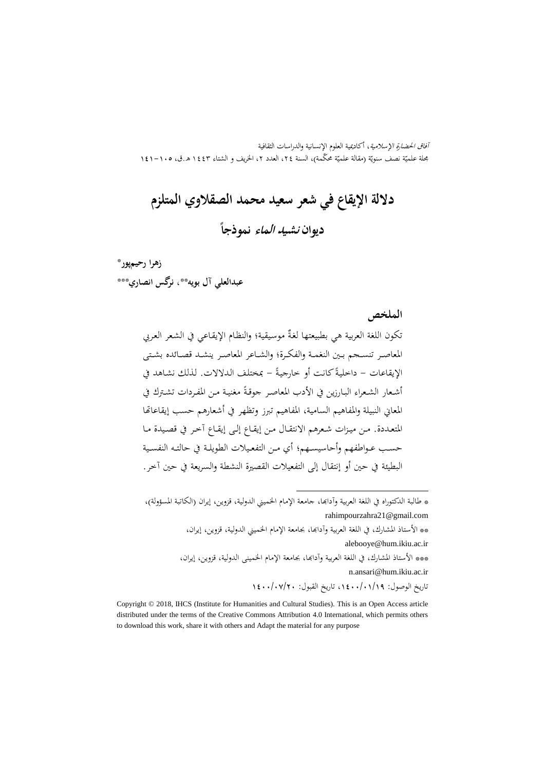# دلالة الإيقاع في شعر سعيد محمد الصقلاوي المتلزم

## ديوان *نشيد الماء* نموذجاً

**زهرا رحيم‌پور***

**عبدالعلي آل بويه**، نرگس انصاري*****

### الملخص

تكون اللغة العربية هي بطبيعتها لغةً موسيقية؛ والنظام الإيقاعي في الشعر العربي المعاصر تنسجم بين النغمة والفكرة؛ والشاعر المعاصر ينشد قصائده بشتى الإيقاعات – داخليةً كانت أو خارجيةً – بمختلف الدلالات. لذلك نشاهد في أشعار الشعراء البارزين في الأدب المعاصر جوقةً مغنية من المفردات تشترك في المعاني النبيلة والمفاهيم السامية، المفاهيم تبرز وتظهر في أشعارهم حسب إيقاعاتها المتعددة. من ميزات شعرهم الانتقال من إيقاع إلى إيقاع آخر في قصيدة ما حسب عواطفهم وأحاسيسهم؛ أي من التفعيلات الطويلة في حالته النفسية البطيئة في حين أو إنتقال إلى التفعيلات القصيرة النشطة والسريعة في حين آخر.

---

* طالبة الدكتوراه في اللغة العربية وآدابها، جامعة الإمام الخميني الدولية، قزوين، إيران (الكاتبة المسؤولة)، rahimpourzahra21@gmail.com

** الأستاذ المشارك، في اللغة العربية وآدابها، بجامعة الإمام الخميني الدولية، قزوين، إيران، alebooye@hum.ikiu.ac.ir

*** الأستاذ المشارك، في اللغة العربية وآدابها، بجامعة الإمام الخميني الدولية، قزوين، إيران، n.ansari@hum.ikiu.ac.ir

تاريخ الوصول: ١٤٠٠/٠١/١٩، تاريخ القبول: ١٤٠٠/٠٧/٢٠

Copyright © 2018, IHCS (Institute for Humanities and Cultural Studies). This is an Open Access article distributed under the terms of the Creative Commons Attribution 4.0 International, which permits others to download this work, share it with others and Adapt the material for any purpose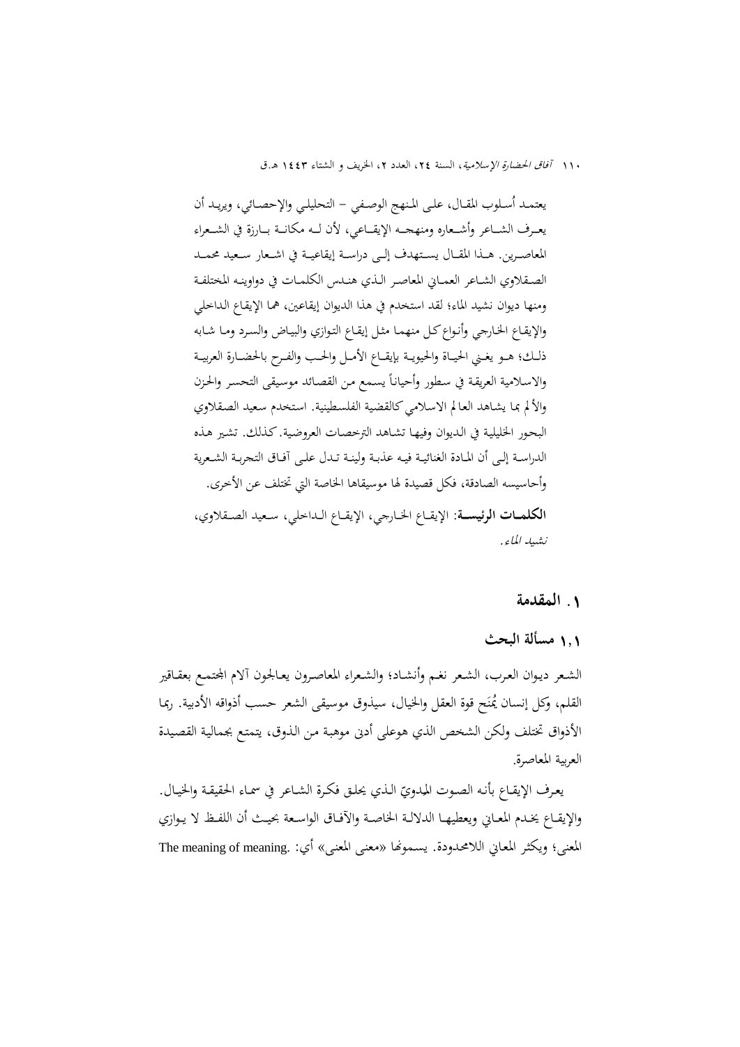يعتمـد أُسلوب المقـال، علـى المـنهج الوصـفي – التحليلـي والإحصـائي، ويريـد أن يعـرف الشـاعر وأشـعاره ومنهجـه الإيقـاعي، لأن لـه مكانـة بـارزة في الشـعراء المعاصـرين. هـذا المقـال يسـتهدف إلـى دراسـة إيقاعيـة في اشـعار سـعيد محمـد الصـقلاوي الشـاعر العمـاني المعاصـر الـذي هنـدس الكلمـات في دواوينـه المختلفـة ومنهـا ديوان نشيد الماء؛ لقد استخدم في هذا الديوان إيقاعين، هما الإيقاع الـداخلي والإيقـاع الخـارجي وأنـواع كـل منهمـا مثل إيقاع التوازي والبيـاض والسـرد ومـا شـابه ذلـك؛ هـو يغـني الحيـاة والحيويـة بإيقـاع الأمـل والحـب والفـرح بالحضـارة العربيـة والاسلامية العريقة في سطور وأحياناً يسمع من القصائد موسيقى التحسر والحزن والألم بما يشاهد العالم الاسلامي كالقضية الفلسطينية. استخدم سعيد الصقلاوي البحور الخليلية في الـديوان وفيهـا تشـاهد الترخصـات العروضـية. كـذلك. تشير هـذه الدراسـة إلـى أن المـادة الغنائيـة فيـه عذبـة ولينـة تـدل علـى آفـاق التجربـة الشـعرية وأحاسيسه الصادقة، فكل قصيدة لها موسيقاها الخاصة التي تختلف عن الأخرى.

**الكلمـات الرئيسـة**: الإيقـاع الخـارجي، الإيقـاع الـداخلي، سـعيد الصـقلاوي، *نشيد الماء*.

## ١. المقدمة

### ١.١ مسألة البحث

الشعر ديوان العرب، الشعر نغـم وأنشـاد؛ والشـعراء المعاصـرون يعـالجون آلام المجتمـع بعقـاقير القلم، وكل إنسان يُمَنح قوة العقل والخيال، سيذوق موسيقى الشعر حسب أذواقه الأدبية. ربما الأذواق تختلف ولكن الشخص الذي هوعلى أدنى موهبة من الذوق، يتمتع بجمالية القصيدة العربية المعاصرة.

يعرف الإيقـاع بأنـه الصـوت المـدويّ الـذي يحلـق فكـرة الشـاعر في سمـاء الحقيقـة والخيـال. والإيقـاع يخـدم المعـاني ويعطيهـا الدلالـة الخاصـة والآفـاق الواسـعة بحيـث أن اللفـظ لا يـوازي المعنى؛ ويكثر المعاني اللامحدودة. يسمونها «معنى المعنى» أي: .The meaning of meaning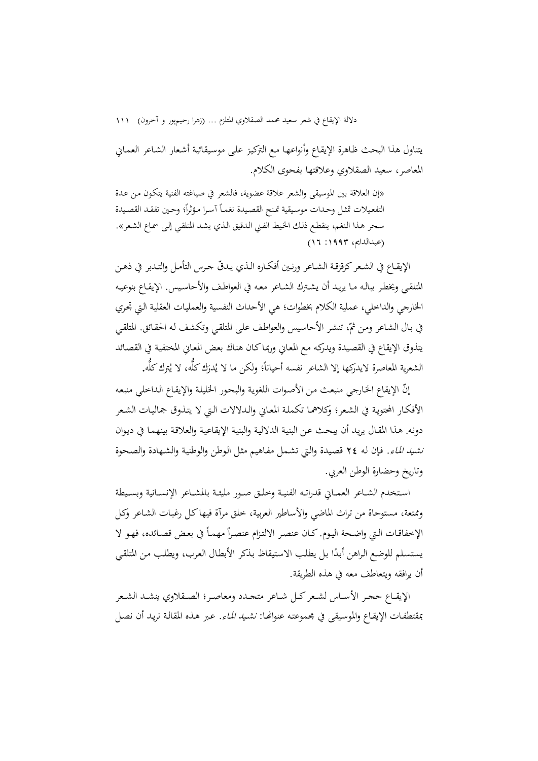يتناول هذا البحث ظاهرة الإيقاع وأنواعها مع التركيز على موسيقائية أشعار الشاعر العماني المعاصر، سعيد الصقلاوي وعلاقتها بفحوى الكلام.

> «إن العلاقة بين الموسيقى والشعر علاقة عضوية، فالشعر في صياغته الفنية يتكون من عدة التفعيلات تمثل وحدات موسيقية تمنح القصيدة نغماً آسرا مؤثراً؛ وحين تفقد القصيدة سحر هذا النغم، ينقطع ذلك الخيط الفني الدقيق الذي يشد المتلقي إلى سماع الشعر». (عبدالدايم، ١٩٩٣: ١٦)

الإيقاع في الشعر كزقزقة الشاعر ورنين أفكاره الذي يدقّ جرس التأمل والتدبر في ذهن المتلقي ويخطر بباله ما يريد أن يشترك الشاعر معه في العواطف والأحاسيس. الإيقاع بنوعيه الخارجي والداخلي، عملية الكلام بخطوات؛ هي الأحداث النفسية والعمليات العقلية التي تجري في بال الشاعر ومن ثمّ، تنشر الأحاسيس والعواطف على المتلقي وتكشف له الحقائق. المتلقي يتذوق الإيقاع في القصيدة ويدركه مع المعاني وربما كان هناك بعض المعاني المختفية في القصائد الشعرية المعاصرة لايدركها إلا الشاعر نفسه أحياناً؛ ولكن ما لا يُدرَك كلُّه، لا يُترك كلُّه.

إنّ الإيقاع الخارجي منبعث من الأصوات اللغوية والبحور الخليلة والإيقاع الداخلي منبعه الأفكار المحتوية في الشعر؛ وكلاهما تكملة المعاني والدلالات التي لا يتذوق جماليات الشعر دونه. هذا المقال يريد أن يبحث عن البنية الدلالية والبنية الإيقاعية والعلاقة بينهما في ديوان *نشيد الماء*. فإن له **٢٤** قصيدة والتي تشمل مفاهيم مثل الوطن والوطنية والشهادة والصحوة وتاريخ وحضارة الوطن العربي.

استخدم الشاعر العماني قدراته الفنية وخلق صور مليئة بالمشاعر الإنسانية وبسيطة وممتعة، مستوحاة من تراث الماضي والأساطير العربية، خلق مرآة فيهاكل رغبات الشاعر وكل الإخفاقات التي واضحة اليوم. كان عنصر الالتزام عنصراً مهماً في بعض قصائده، فهو لا يستسلم للوضع الراهن أبدًا بل يطلب الاستيقاظ بذكر الأبطال العرب، ويطلب من المتلقي أن يرافقه ويتعاطف معه في هذه الطريقة.

الإيقاع حجر الأساس لشعر كل شاعر متجدد ومعاصر؛ الصقلاوي ينشد الشعر بمقتطفات الإيقاع والموسيقى في مجموعته عنوانها: *نشيد الماء*. عبر هذه المقالة نريد أن نصل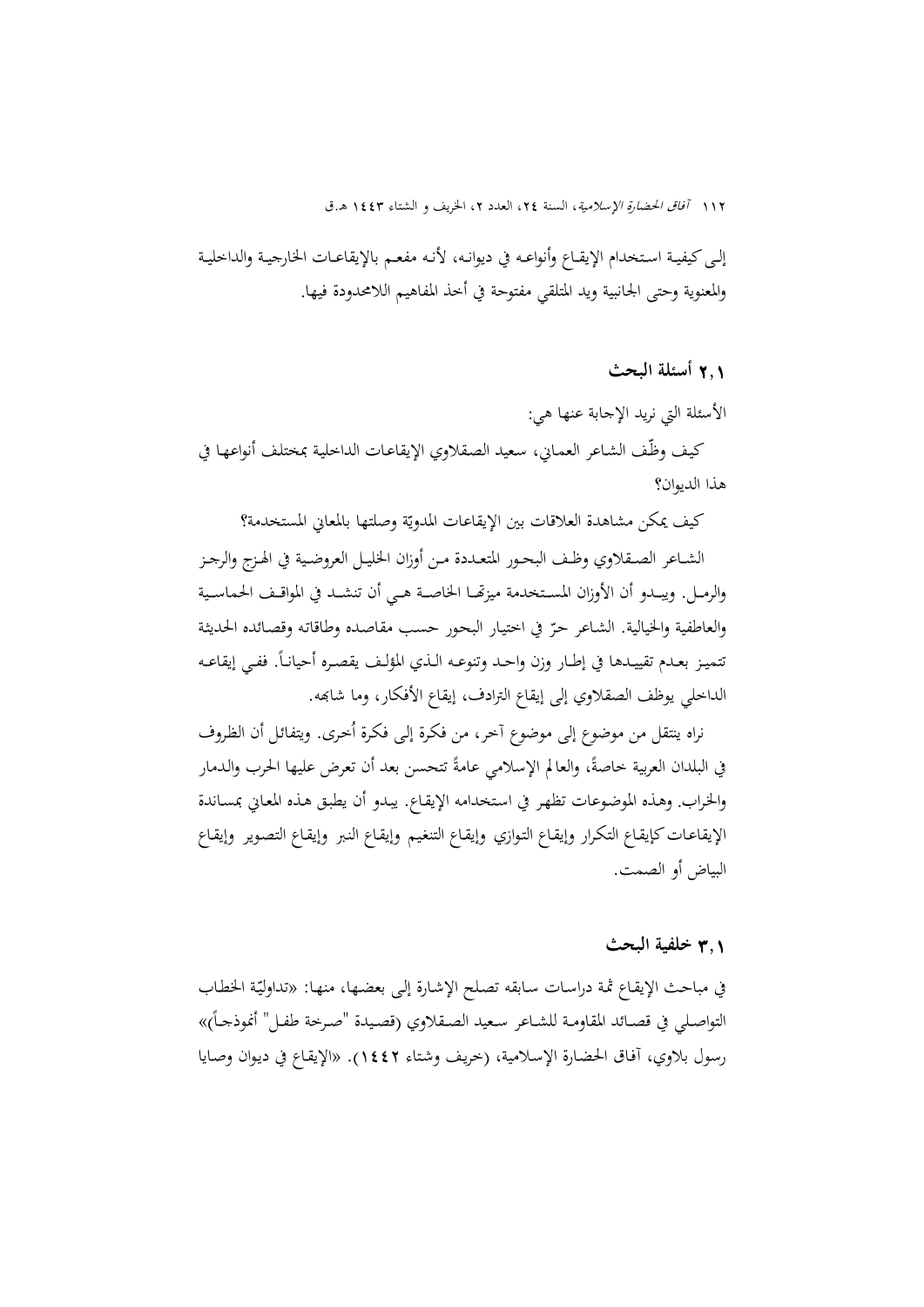إلى كيفية استخدام الإيقاع وأنواعه في ديوانه، لأنه مفعم بالإيقاعات الخارجية والداخلية والمعنوية وحتى الجانبية ويد المتلقي مفتوحة في أخذ المفاهيم اللامحدودة فيها.

## ٢,١ أسئلة البحث

الأسئلة التي نريد الإجابة عنها هي:

كيف وظّف الشاعر العماني، سعيد الصقلاوي الإيقاعات الداخلية بمختلف أنواعها في هذا الديوان؟

كيف يمكن مشاهدة العلاقات بين الإيقاعات المدوية وصلتها بالمعاني المستخدمة؟

الشاعر الصقلاوي وظف البحور المتعددة من أوزان الخليل العروضية في الهزج والرجز والرمل. ويبدو أن الأوزان المستخدمة ميزتها الخاصة هي أن تنشد في المواقف الحماسية والعاطفية والخيالية. الشاعر حرّ في اختيار البحور حسب مقاصده وطاقاته وقصائده الحديثة تتميز بعدم تقييدها في إطار وزن واحد وتنوعه الذي المؤلف يقصره أحياناً. ففي إيقاعه الداخلي يوظف الصقلاوي إلى إيقاع الترادف، إيقاع الأفكار، وما شابهه.

نراه ينتقل من موضوع إلى موضوع آخر، من فكرة إلى فكرة أخرى. ويتفائل أن الظروف في البلدان العربية خاصةً، والعالم الإسلامي عامةً تتحسن بعد أن تعرض عليها الحرب والدمار والخراب. وهذه الموضوعات تظهر في استخدامه الإيقاع. يبدو أن يطبق هذه المعاني بمساندة الإيقاعات كإيقاع التكرار وإيقاع التوازي وإيقاع التنغيم وإيقاع النبر وإيقاع التصوير وإيقاع البياض أو الصمت.

## ٣,١ خلفية البحث

في مباحث الإيقاع ثمة دراسات سابقه تصلح الإشارة إلى بعضها، منها: «تداوليّة الخطاب التواصلي في قصائد المقاومة للشاعر سعيد الصقلاوي (قصيدة "صرخة طفل" أنموذجاً)» رسول بلاوي، آفاق الحضارة الإسلامية، (خريف وشتاء ١٤٤٢). «الإيقاع في ديوان وصايا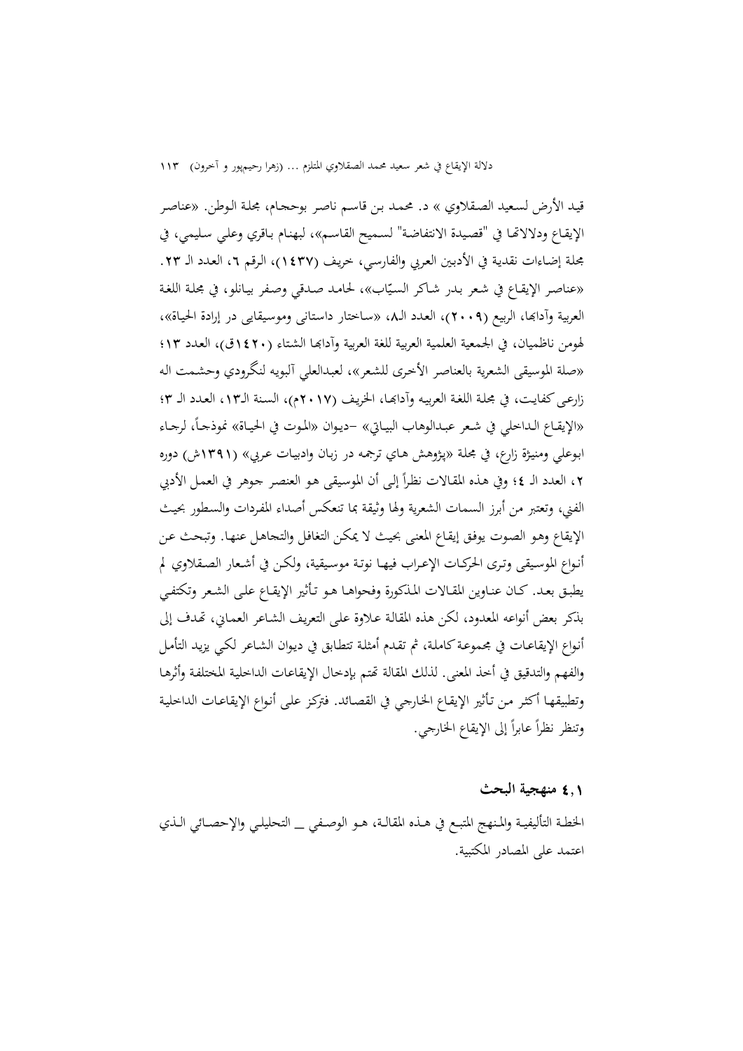قيد الأرض لسعيد الصقلاوي » د. محمد بن قاسم ناصر بوحجام، مجلة الوطن. «عناصر الإيقاع ودلالاتها في "قصيدة الانتفاضة" لسميح القاسم»، لبهنام باقري وعلي سليمي، في مجلة إضاءات نقدية في الأدبين العربي والفارسي، خريف (١٤٣٧)، الرقم ٦، العدد الـ ٢٣. «عناصر الإيقاع في شعر بدر شاكر السيّاب»، لحامد صدقي وصفر بيانلو، في مجلة اللغة العربية وآدابها، الربيع (٢٠٠٩)، العدد الـ٨، «ساختار داستانى وموسيقايى در إرادة الحياة»، لهومن ناظميان، في الجمعية العلمية العربية للغة العربية وآدابها الشتاء (١٤٢٠ق)، العدد ١٣؛ «صلة الموسيقى الشعرية بالعناصر الأخرى للشعر»، لعبدالعلي آلبويه لنگرودي وحشمت اله زارعى كفايت، في مجلة اللغة العربيه وآدابها، الخريف (٢٠١٧م)، السنة الـ١٣، العدد الـ ٣؛ «الإيقاع الداخلي في شعر عبدالوهاب البياتي» –ديوان «الموت في الحياة» نموذجاً، لرجاء ابوعلي ومنيژة زارع، في مجلة «پژوهش هاي ترجمه در زبان وادبيات عربي» (١٣٩١ش) دوره ٢، العدد الـ ٤؛ وفي هذه المقالات نظراً إلى أن الموسيقى هو العنصر جوهر في العمل الأدبي الفني، وتعتبر من أبرز السمات الشعرية ولها وثيقة بما تنعكس أصداء المفردات والسطور بحيث الإيقاع وهو الصوت يوفق إيقاع المعنى بحيث لا يمكن التغافل والتجاهل عنها. وتبحث عن أنواع الموسيقى وترى الحركات الإعراب فيها نوتة موسيقية، ولكن في أشعار الصقلاوي لم يطبق بعد. كان عناوين المقالات المذكورة وفحواها هو تأثير الإيقاع على الشعر وتكتفي بذكر بعض أنواعه المعدود، لكن هذه المقالة علاوة على التعريف الشاعر العماني، تهدف إلى أنواع الإيقاعات في مجموعة كاملة، ثم تقدم أمثلة تتطابق في ديوان الشاعر لكي يزيد التأمل والفهم والتدقيق في أخذ المعنى. لذلك المقالة تهتم بإدخال الإيقاعات الداخلية المختلفة وأثرها وتطبيقها أكثر من تأثير الإيقاع الخارجي في القصائد. فتركز على أنواع الإيقاعات الداخلية وتنظر نظراً عابراً إلى الإيقاع الخارجي.

### ٤,١ منهجية البحث

الخطة التأليفية والمنهج المتبع في هذه المقالة، هو الوصفي ــ التحليلي والإحصائي الذي اعتمد على المصادر المكتبية.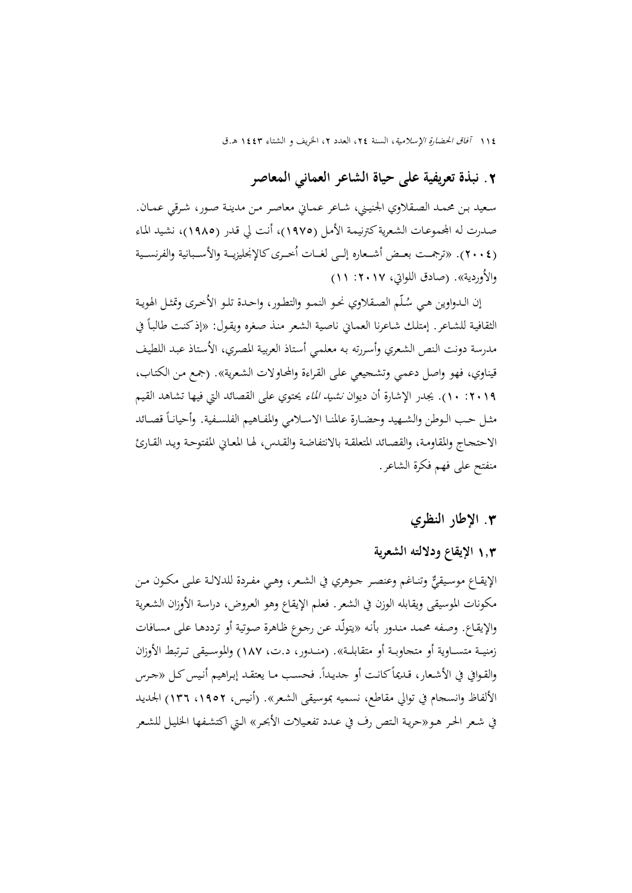## ٢. نبذة تعريفية على حياة الشاعر العماني المعاصر

سعيد بن محمد الصقلاوي الجنيني، شاعر عماني معاصر من مدينة صور، شرقي عمان. صدرت له المجموعات الشعرية كترنيمة الأمل (١٩٧٥)، أنت لي قدر (١٩٨٥)، نشيد الماء (٢٠٠٤). «ترجمت بعض أشعاره إلى لغات أُخرى كالإنجليزية والأسبانية والفرنسية والأُوردية». (صادق اللواتي، ٢٠١٧: ١١)

إن الدواوين هي سُلّم الصقلاوي نحو النمو والتطور، واحدة تلو الأخرى وتمثل الهوية الثقافية للشاعر. إمتلك شاعرنا العماني ناصية الشعر منذ صغره ويقول: «إذ كنت طالباً في مدرسة دونت النص الشعري وأسررته به معلمي أستاذ العربية المصري، الأُستاذ عبد اللطيف قيناوي، فهو واصل دعمي وتشجيعي على القراءة والمحاولات الشعرية». (جمع من الكتاب، ٢٠١٩: ١٠). يجدر الإشارة أن ديوان *نشيد الماء* يحتوي على القصائد التي فيها تشاهد القيم مثل حب الوطن والشهيد وحضارة عالمنا الاسلامي والمفاهيم الفلسفية. وأحياناً قصائد الاحتجاج والمقاومة، والقصائد المتعلقة بالانتفاضة والقدس، لها المعاني المفتوحة ويد القارئ منفتح على فهم فكرة الشاعر.

## ٣. الإطار النظري

### ١,٣ الإيقاع ودلالته الشعرية

الإيقاع موسيقيٌّ وتناغم وعنصر جوهري في الشعر، وهي مفردة للدلالة على مكون من مكونات الموسيقى ويقابله الوزن في الشعر. فعلم الإيقاع وهو العروض، دراسة الأوزان الشعرية والإيقاع. وصفه محمد مندور بأنه «يتولّد عن رجوع ظاهرة صوتية أو ترددها على مسافات زمنية متساوية أو متجاوبة أو متقابلة». (مندور، د.ت، ١٨٧) والموسيقى ترتبط الأوزان والقوافي في الأشعار، قديماً كانت أو جديداً. فحسب ما يعتقد إبراهيم أنيس كل «جرس الألفاظ وانسجام في توالي مقاطع، نسميه بموسيقى الشعر». (أنيس، ١٩٥٢، ١٣٦) الجديد في شعر الحر هو«حرية التص رف في عدد تفعيلات الأبحر» التي اكتشفها الخليل للشعر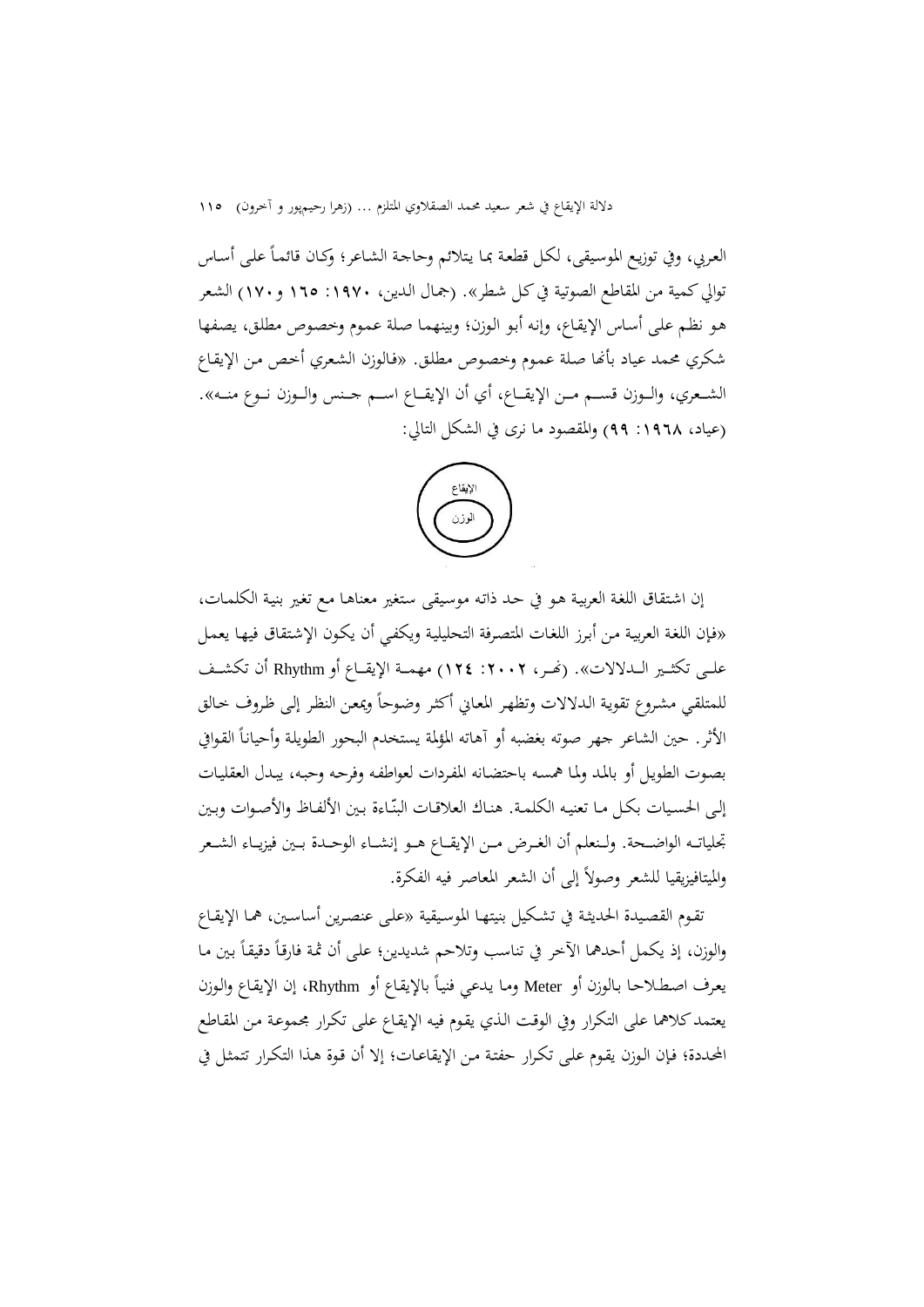العربي، وفي توزيع الموسيقى، لكل قطعة بما يتلائم وحاجة الشاعر؛ وكان قائماً على أساس توالي كمية من المقاطع الصوتية في كل شطر». (جمال الدين، ١٩٧٠: ١٦٥ و١٧٠) الشعر هو نظم على أساس الإيقاع، وإنه أبو الوزن؛ وبينهما صلة عموم وخصوص مطلق، يصفها شكري محمد عياد بأنها صلة عموم وخصوص مطلق. «فالوزن الشعري أخص من الإيقاع الشعري، والوزن قسم من الإيقاع، أي أن الإيقاع اسم جنس والوزن نوع منه». (عياد، ١٩٦٨: ٩٩) والمقصود ما نرى في الشكل التالي:

الإيقاع
الوزن

إن اشتقاق اللغة العربية هو في حد ذاته موسيقى ستغير معناها مع تغير بنية الكلمات، «فإن اللغة العربية من أبرز اللغات المتصرفة التحليلية ويكفي أن يكون الإشتقاق فيها يعمل على تكثير الدلالات». (نحر، ٢٠٠٢: ١٢٤) مهمة الإيقاع أو Rhythm أن تكشف للمتلقي مشروع تقوية الدلالات وتظهر المعاني أكثر وضوحاً ويمعن النظر إلى ظروف خالق الأثر. حين الشاعر جهر صوته بغضبه أو آهاته المؤلمة يستخدم البحور الطويلة وأحياناً القوافي بصوت الطويل أو بالمد ولما همسه باحتضانه المفردات لعواطفه وفرحه وحبه، يبدل العقليات إلى الحسيات بكل ما تعنيه الكلمة. هناك العلاقات البنّاءة بين الألفاظ والأصوات وبين تجلياته الواضحة. ولنعلم أن الغرض من الإيقاع هو إنشاء الوحدة بين فيزياء الشعر والميتافيزيقيا للشعر وصولاً إلى أن الشعر المعاصر فيه الفكرة.

تقوم القصيدة الحديثة في تشكيل بنيتها الموسيقية «على عنصرين أساسين، هما الإيقاع والوزن، إذ يكمل أحدهما الآخر في تناسب وتلاحم شديدين؛ على أن ثمة فارقاً دقيقاً بين ما يعرف اصطلاحا بالوزن أو Meter وما يدعي فنياً بالإيقاع أو Rhythm، إن الإيقاع والوزن يعتمد كلاهما على التكرار وفي الوقت الذي يقوم فيه الإيقاع على تكرار مجموعة من المقاطع المحددة؛ فإن الوزن يقوم على تكرار حفتة من الإيقاعات؛ إلا أن قوة هذا التكرار تتمثل في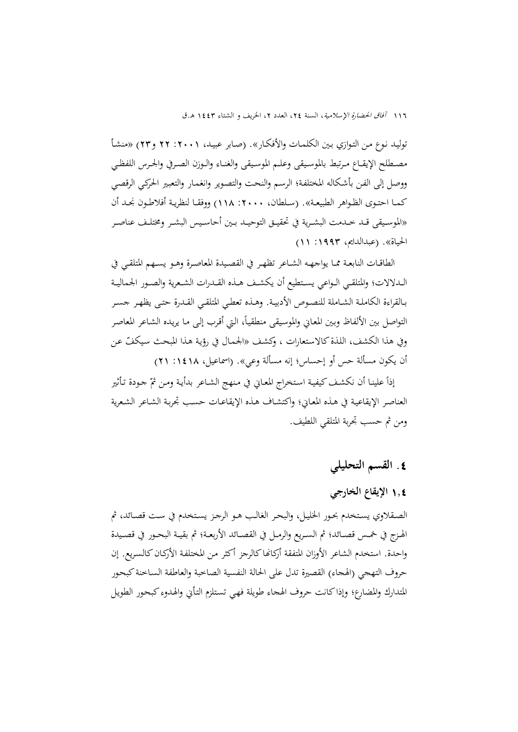توليد نوع من التوازي بين الكلمات والأفكار». (صابر عبيد، ٢٠٠١: ٢٢ و٢٣) «منشأ مصطلح الإيقاع مرتبط بالموسيقى وعلم الموسيقى والغناء والوزن الصرفي والجرس اللفظي ووصل إلى الفن بأشكاله المختلفة؛ الرسم والنحت والتصوير وانغمار والتعبير الحركي الرقصي كما احتوى الظواهر الطبيعة». (سلطان، ٢٠٠٠: ١١٨) ووفقا لنظرية أفلاطون نجد أن «الموسيقى قد خدمت البشرية في تحقيق التوحيد بين أحاسيس البشر ومختلف عناصر الحياة». (عبدالدايم، ١٩٩٣: ١١)

الطاقات النابعة مما يواجهه الشاعر تظهر في القصيدة المعاصرة وهو يسهم المتلقي في الدلالات؛ والمتلقي الواعي يستطيع أن يكشف هذه القدرات الشعرية والصور الجمالية بالقراءة الكاملة الشاملة للنصوص الأدبية. وهذه تعطي المتلقي القدرة حتى يظهر جسر التواصل بين الألفاظ وبين المعاني والموسيقى منطقياً، التي أقرب إلى ما يريده الشاعر المعاصر وفي هذا الكشف، اللذة كالاستعارات ، وكشف «الجمال في رؤية هذا المبحث سيكفّ عن أن يكون مسألة حس أو إحساس؛ إنه مسألة وعي». (اسماعيل، ١٤١٨: ٢١)

إذاً علينا أن نكشف كيفية استخراج المعاني في منهج الشاعر بدأية ومن ثمّ جودة تأثير العناصر الإيقاعية في هذه المعاني؛ واكتشاف هذه الإيقاعات حسب تجربة الشاعر الشعرية ومن ثم حسب تجربة المتلقي اللطيف.

## ٤. القسم التحليلي

### ١,٤ الإيقاع الخارجي

الصقلاوي يستخدم بحور الخليل، والبحر الغالب هو الرجز يستخدم في ست قصائد، ثم الهزج في خمس قصائد؛ ثم السريع والرمل في القصائد الأربعة؛ ثم بقية البحور في قصيدة واحدة. استخدم الشاعر الأوزان المتفقة أركانها كالرجز أكثر من المختلفة الأركان كالسريع. إن حروف التهجي (الهجاء) القصيرة تدل على الحالة النفسية الصاخبة والعاطفة الساخنة كبحور المتدارك والمضارع؛ وإذا كانت حروف الهجاء طويلة فهي تستلزم التأني والهدوء كبحور الطويل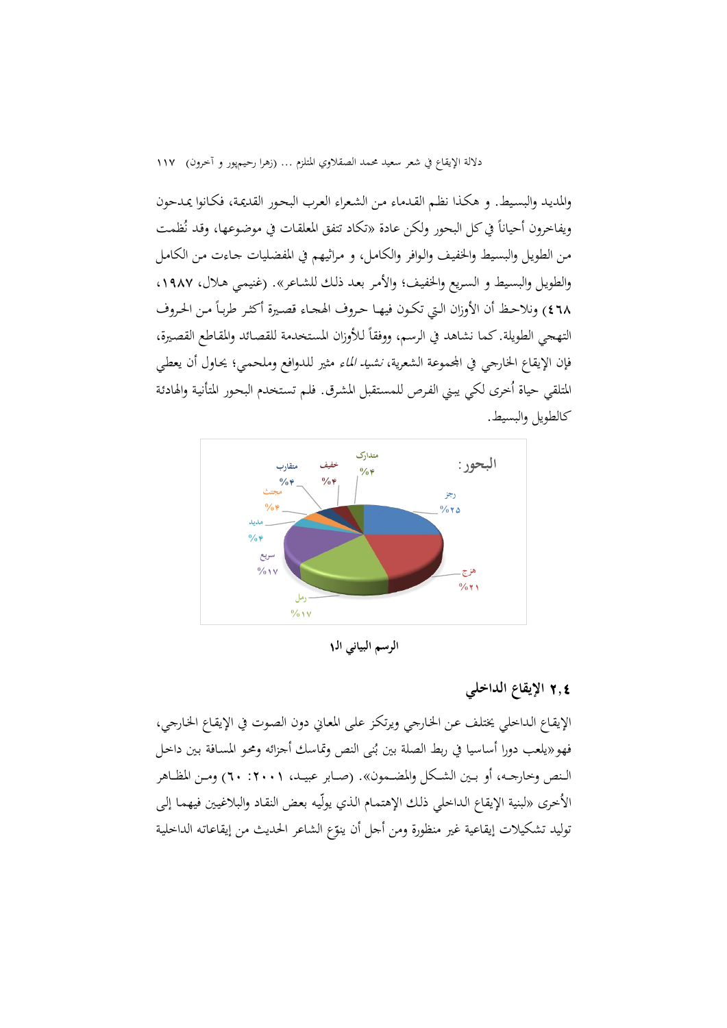والمديد والبسيط. و هكذا نظم القدماء من الشعراء العرب البحور القديمة، فكانوا يمدحون ويفاخرون أحياناً في كل البحور ولكن عادة «تكاد تتفق المعلقات في موضوعها، وقد نُظمت من الطويل والبسيط والخفيف والوافر والكامل، و مراثيهم في المفضليات جاءت من الكامل والطويل والبسيط و السريع والخفيف؛ والأمر بعد ذلك للشاعر». (غنيمي هلال، ١٩٨٧، ٤٦٨) ونلاحظ أن الأوزان التي تكون فيها حروف الهجاء قصيرة أكثر طرباً من الحروف التهجي الطويلة. كما نشاهد في الرسم، ووفقاً للأوزان المستخدمة للقصائد والمقاطع القصيرة، فإن الإيقاع الخارجي في المجموعة الشعرية، *نشيد الماء* مثير للدوافع وملحمي؛ يحاول أن يعطي المتلقي حياة أُخرى لكي يبني الفرص للمستقبل المشرق. فلم تستخدم البحور المتأنية والهادئة كالطويل والبسيط.

البحور:

| البحر | النسبة |
| --- | --- |
| رجز | %٢٥ |
| هزج | %٢١ |
| رمل | %١٧ |
| سريع | %١٧ |
| مديد | %٤ |
| مجتث | %٤ |
| متقارب | %٤ |
| خفيف | %٤ |
| متدارك | %٤ |

الرسم البياني الـ١

## ٢,٤ الإيقاع الداخلي

الإيقاع الداخلي يختلف عن الخارجي ويرتكز على المعاني دون الصوت في الإيقاع الخارجي، فهو«يلعب دورا أساسيا في ربط الصلة بين بُنى النص وتماسك أجزائه ومحو المسافة بين داخل النص وخارجه، أو بين الشكل والمضمون». (صابر عبيد، ٢٠٠١: ٦٠) ومن المظاهر الأخرى «لبنية الإيقاع الداخلي ذلك الإهتمام الذي يوليّه بعض النقاد والبلاغيين فيهما إلى توليد تشكيلات إيقاعية غير منظورة ومن أجل أن ينوّع الشاعر الحديث من إيقاعاته الداخلية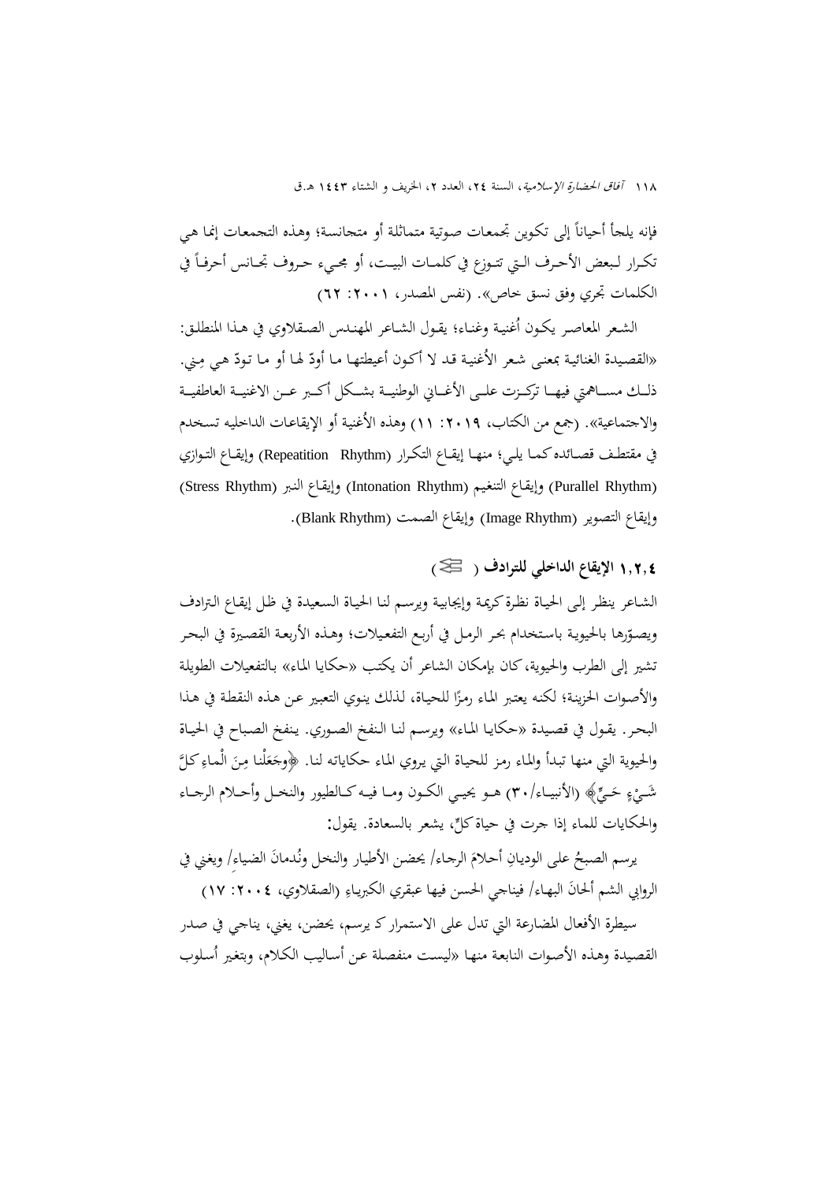فإنه يلجأ أحياناً إلى تكوين تجمعات صوتية متماثلة أو متجانسة؛ وهذه التجمعات إنما هي تكرار لبعض الأحرف التي تتوزع في كلمات البيت، أو مجيء حروف تجانس أحرفاً في الكلمات تجري وفق نسق خاص». (نفس المصدر، ٢٠٠١: ٦٢)

الشعر المعاصر يكون أُغنية وغناء؛ يقول الشاعر المهندس الصقلاوي في هذا المنطلق: «القصيدة الغنائية بمعنى شعر الأُغنية قد لا أكون أعيطتها ما أودّ لها أو ما تودّ هي مِني. ذلك مساهمتي فيها تركزت على الأغاني الوطنية بشكل أكبر عن الاغنية العاطفية والاجتماعية». (جمع من الكتاب، ٢٠١٩: ١١) وهذه الأُغنية أو الإيقاعات الداخليه تسخدم في مقتطف قصائده كما يلي؛ منها إيقاع التكرار (Repeatition Rhythm) وإيقاع التوازي (Purallel Rhythm) وإيقاع التنغيم (Intonation Rhythm) وإيقاع النبر (Stress Rhythm) وإيقاع التصوير (Image Rhythm) وإيقاع الصمت (Blank Rhythm).

### ١,٢,٤ الإيقاع الداخلي للترادف ( ⋚ )

الشاعر ينظر إلى الحياة نظرة كريمة وإيجابية ويرسم لنا الحياة السعيدة في ظل إيقاع الترادف ويصوّرها بالحيوية باستخدام بحر الرمل في أربع التفعيلات؛ وهذه الأربعة القصيرة في البحر تشير إلى الطرب والحيوية، كان بإمكان الشاعر أن يكتب «حكايا الماء» بالتفعيلات الطويلة والأصوات الحزينة؛ لكنه يعتبر الماء رمزًا للحياة، لذلك ينوي التعبير عن هذه النقطة في هذا البحر. يقول في قصيدة «حكايا الماء» ويرسم لنا النفخ الصوري. ينفخ الصباح في الحياة والحيوية التي منها تبدأ والماء رمز للحياة التي يروي الماء حكاياته لنا. ﴿وجَعَلْنا مِنَ الْماءِ كلَّ شَيْءٍ حَيٍّ﴾ (الأنبياء/٣٠) هو يحيي الكون وما فيه كالطيور والنخل وأحلام الرجاء والحكايات للماء إذا جرت في حياة كلٍّ، يشعر بالسعادة. يقول:

يرسم الصبحُ على الوديانِ أحلامَ الرجاء/ يحضن الأطيار والنخل ونُدمانَ الضياءِ/ ويغني في الروابي الشم ألحانَ البهاء/ فيناجي الحسن فيها عبقري الكبرياءِ (الصقلاوي، ٢٠٠٤: ١٧)

سيطرة الأفعال المضارعة التي تدل على الاستمرار ک يرسم، يحضن، يغني، يناجي في صدر القصيدة وهذه الأصوات النابعة منها «ليست منفصلة عن أساليب الكلام، وبتغير أسلوب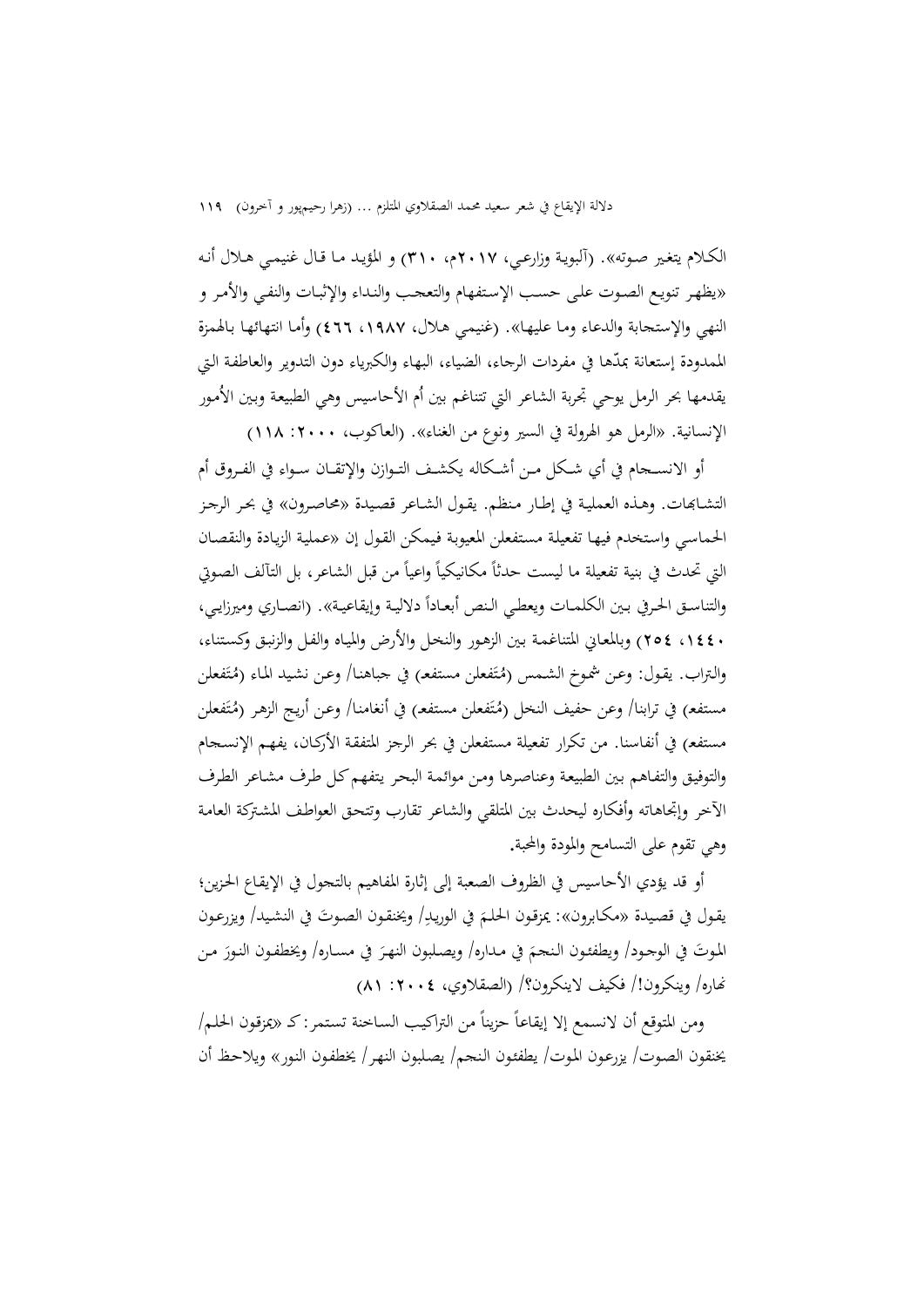الكلام يتغير صوته». (آلبوية وزارعي، ٢٠١٧م، ٣١٠) و المؤيد ما قال غنيمي هلال أنه «يظهر تنويع الصوت على حسب الإستفهام والتعجب والنداء والإثبات والنفي والأمر و النهي والإستجابة والدعاء وما عليها». (غنيمي هلال، ١٩٨٧، ٤٦٦) وأما انتهائها بالهمزة الممدودة إستعانة بمدّها في مفردات الرجاء، الضياء، البهاء والكبرياء دون التدوير والعاطفة التي يقدمها بحر الرمل يوحي تجربة الشاعر التي تتناغم بين أُم الأحاسيس وهي الطبيعة وبين الأُمور الإنسانية. «الرمل هو الهرولة في السير ونوع من الغناء». (العاكوب، ٢٠٠٠: ١١٨)

أو الانسجام في أي شكل من أشكاله يكشف التوازن والإتقان سواء في الفروق أم التشابهات. وهذه العملية في إطار منظم. يقول الشاعر قصيدة «محاصرون» في بحر الرجز الحماسي واستخدم فيها تفعيلة مستفعلن المعيوبة فيمكن القول إن «عملية الزيادة والنقصان التي تحدث في بنية تفعيلة ما ليست حدثاً مكانيكياً واعياً من قبل الشاعر، بل التآلف الصوتي والتناسق الحرفي بين الكلمات ويعطي النص أبعاداً دلالية وإيقاعية». (انصاري وميرزايي، ١٤٤٠، ٢٥٤) وبالمعاني المتناغمة بين الزهور والنخل والأرض والمياه والفل والزنبق وكستناء، والتراب. يقول: وعن شموخ الشمس (مُتَفعلن مستفعِ) في جباهنا/ وعن نشيد الماء (مُتَفعلن مستفع) في ترابنا/ وعن حفيف النخل (مُتَفعلن مستفع) في أنغامنا/ وعن أريج الزهر (مُتَفعلن مستفع) في أنفاسنا. من تكرار تفعيلة مستفعلن في بحر الرجز المتفقة الأركان، يفهم الإنسجام والتوفيق والتفاهم بين الطبيعة وعناصرها ومن موائمة البحر يتفهم كل طرف مشاعر الطرف الآخر وإتجاهاته وأفكاره ليحدث بين المتلقي والشاعر تقارب وتتحق العواطف المشتركة العامة وهي تقوم على التسامح والمودة والمحبة.

أو قد يؤدي الأحاسيس في الظروف الصعبة إلى إثارة المفاهيم بالتجول في الإيقاع الحزين؛ يقول في قصيدة «مكابرون»: يمزقون الحلمَ في الوريدِ/ ويخنقون الصوتَ في النشيد/ ويزرعون الموتَ في الوجود/ ويطفئون النجمَ في مداره/ ويصلبون النهرَ في مساره/ ويخطفون النورَ من نهاره/ وينكرون!/ فكيف لاينكرون؟/ (الصقلاوي، ٢٠٠٤: ٨١)

ومن المتوقع أن لانسمع إلا إيقاعاً حزيناً من التراكيب الساخنة تستمر: كـ «يمزقون الحلم/ يخنقون الصوت/ يزرعون الموت/ يطفئون النجم/ يصلبون النهر/ يخطفون النور» ويلاحظ أن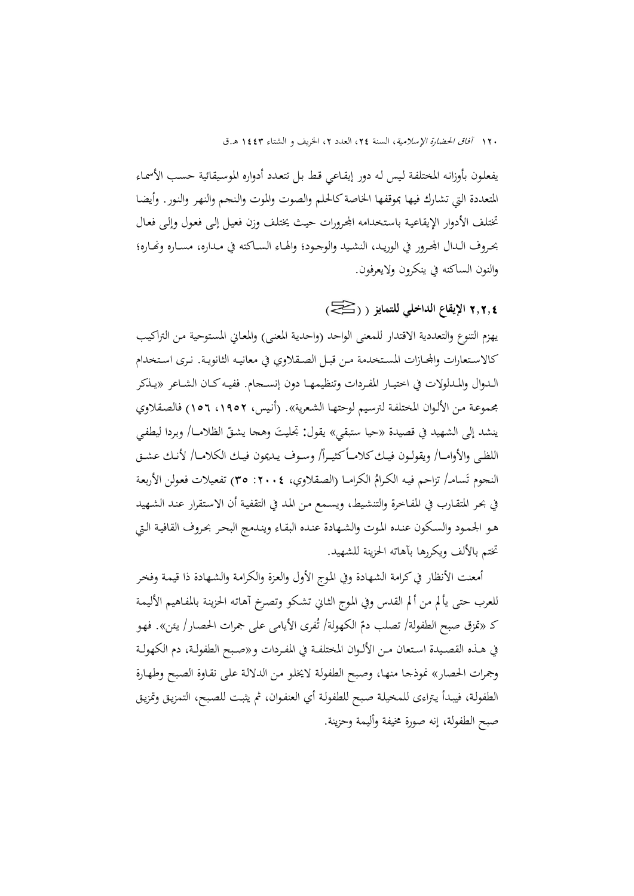يفعلون بأوزانه المختلفة ليس له دور إيقاعي قط بل تتعدد أدواره الموسيقائية حسب الأسماء المتعددة التي تشارك فيها بموقفها الخاصة كالحلم والصوت والموت والنجم والنهر والنور. وأيضا تختلف الأدوار الإيقاعية باستخدامه المجرورات حيث يختلف وزن فعيل إلى فعول وإلى فعال بحروف الدال المجرور في الوريد، النشيد والوجود؛ والهاء الساكته في مداره، مساره ونهاره؛ والنون الساكنه في ينكرون ولايعرفون.

## ٢,٢,٤ الإيقاع الداخلي للتمايز ( ⋛ )

يهزم التنوع والتعددية الاقتدار للمعنى الواحد (واحدية المعنى) والمعاني المستوحية من التراكيب كالاستعارات والمجازات المستخدمة من قبل الصقلاوي في معانيه الثانوية. نرى استخدام الدوال والمدلولات في اختيار المفردات وتنظيمها دون إنسجام. ففيه كان الشاعر «يذكر مجموعة من الألوان المختلفة لترسيم لوحتها الشعرية». (أنيس، ١٩٥٢، ١٥٦) فالصقلاوي ينشد إلى الشهيد في قصيدة «حيا ستبقي» يقول: تجليتَ وهجا يشقّ الظلاما/ وبردا ليطفي اللظى والأواما/ ويقولون فيك كلاماً كثيراً/ وسوف يديمون فيك الكلاما/ لأنك عشق النجوم تَسامـ/ تزاحم فيه الكرامُ الكراما (الصقلاوي، ٢٠٠٤: ٣٥) تفعيلات فعولن الأربعة في بحر المتقارب في المفاخرة والتنشيط، ويسمع من المد في التقفية أن الاستقرار عند الشهيد هو الجمود والسكون عنده الموت والشهادة عنده البقاء ويندمج البحر بحروف القافية التي تختم بالألف ويكررها بآهاته الحزينة للشهيد.

أمعنت الأنظار في كرامة الشهادة وفي الموج الأول والعزة والكرامة والشهادة ذا قيمة وفخر للعرب حتى يألم من ألم القدس وفي الموج الثاني تشكو وتصرخ آهاته الحزينة بالمفاهيم الأليمة كـ «تمزق صبح الطفولة/ تصلب دمّ الكهولة/ تُفرى الأيامى على جمرات الحصار/ يئن». فهو في هذه القصيدة استعان من الألوان المختلفة في المفردات و«صبح الطفولة، دم الكهولة وجمرات الحصار» نموذجا منها، وصبح الطفولة لايخلو من الدلالة على نقاوة الصبح وطهارة الطفولة، فيبدأ يتراءى للمخيلة صبح للطفولة أي العنفوان، ثم يثبت للصبح، التمزيق وتمزيق صبح الطفولة، إنه صورة مخيفة وأليمة وحزينة.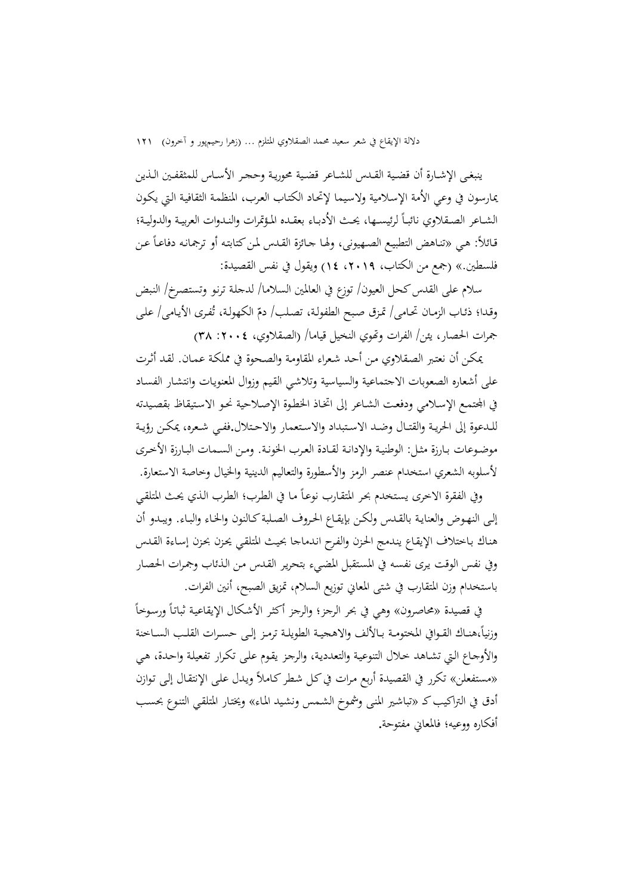ينبغـي الإشـارة أن قضـية القـدس للشـاعر قضـية محوريـة وحجـر الأسـاس للمثقفـين الـذين يمارسون في وعي الأمة الإسلامية ولاسيما لإتحاد الكتاب العرب، المنظمة الثقافية التي يكون الشـاعر الصـقلاوي نائبـاً لرئيسـها، يحث الأُدبـاء بعقـده المؤتمرات والنـدوات العربيـة والدوليـة؛ قـائلاً: هي «تناهض التطبيع الصـهيوني، ولهـا جـائزة القـدس لمن كتابته أو ترجمانه دفاعاً عن فلسطين.» (جمع من الكتاب، ٢٠١٩، ١٤) ويقول في نفس القصيدة:

سلام على القدس كحل العيون/ توزع في العالمين السلاما/ لدجلة ترنو وتستصرخ/ النبض وقدا؛ ذئاب الزمـان تحامى/ تمزق صبح الطفولة، تصلب/ دمّ الكهولة، تُفرى الأيامى/ على جمرات الحصار، يئن/ الفرات وتهوي النخيل قياما/ (الصقلاوي، ٢٠٠٤: ٣٨)

يمكن أن نعتبر الصقلاوي من أحد شعراء المقاومة والصحوة في مملكة عمان. لقد أثرت على أشعاره الصعوبات الاجتماعية والسياسية وتلاشي القيم وزوال المعنويات وانتشار الفساد في المجتمع الإسلامي ودفعت الشاعر إلى اتخاذ الخطوة الإصلاحية نحو الاستيقاظ بقصيدته للـدعوة إلى الحرية والقتـال وضـد الاستبداد والاستعمار والاحتلال.ففـي شعره، يمكـن رؤيـة موضوعات بـارزة مثل: الوطنية والإدانة لقـادة العرب الخونة. ومن السمات البـارزة الأخرى لأسلوبه الشعري استخدام عنصر الرمز والأسطورة والتعاليم الدينية والخيال وخاصة الاستعارة.

وفي الفقرة الاخرى يستخدم بحر المتقارب نوعاً ما في الطرب؛ الطرب الذي يحث المتلقي إلى النهـوض والعناية بالقـدس ولكـن بإيقـاع الحروف الصلبة كالنون والخاء والباء. ويبـدو أن هناك باختلاف الإيقاع يندمج الحزن والفرح اندماجا بحيث المتلقي يحزن بحزن إساءة القدس وفي نفس الوقت يرى نفسه في المستقبل المضيء بتحرير القدس من الذئاب وجمرات الحصار باستخدام وزن المتقارب في شتى المعاني توزيع السلام، تمزيق الصبح، أنين الفرات.

في قصيدة «محاصرون» وهي في بحر الرجز؛ والرجز أكثر الأشكال الإيقاعية ثباتاً ورسوخاً وزنياً،هنـاك القـوافي المختومـة بـالألف والاهجيـة الطويلـة ترمـز إلـى حسـرات القلـب السـاخنة والأوجاع التي تشاهد خلال التنوعية والتعددية، والرجز يقوم على تكرار تفعيلة واحدة، هي «مستفعلن» تكرر في القصيدة أربع مرات في كل شطر كاملاً ويدل على الإنتقال إلى توازن أدق في التراكيب كـ «تباشير المنى وشموخ الشمس ونشيد الماء» ويختار المتلقي التنوع بحسب أفكاره ووعيه؛ فالمعاني مفتوحة.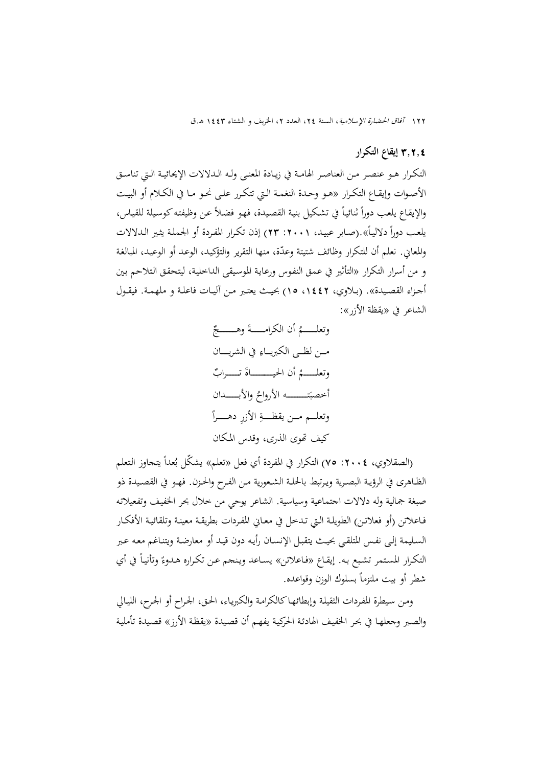### ٣,٢,٤ إيقاع التكرار

التكرار هو عنصر من العناصر الهامة في زيادة المعنى وله الدلالات الإيحائية التي تناسق الأصوات وإيقاع التكرار «هو وحدة النغمة التي تتكرر على نحو ما في الكلام أو البيت والإيقاع يلعب دوراً ثنائياً في تشكيل بنية القصيدة، فهو فضلاً عن وظيفته كوسيلة للقياس، يلعب دوراً دلالياً».(صابر عبيد، ٢٠٠١: ٢٣) إذن تكرار المفردة أو الجملة يثير الدلالات والمعاني. نعلم أن للتكرار وظائف شتيتة وعدّة، منها التقرير والتؤكيد، الوعد أو الوعيد، المبالغة و من أسرار التكرار «التأثير في عمق النفوس ورعاية الموسيقى الداخلية، ليتحقق التلاحم بين أجزاء القصيدة». (بلاوي، ١٤٤٢، ١٥) بحيث يعتبر من آليات فاعلة و ملهمة. فيقول الشاعر في «يقظة الأرز»:

وتعلـــمُ أن الكرامـــةَ وهـــجٌ
مـن لظـى الكبريـاءِ في الشريـان
وتعلـــمُ أن الحيـــــاةَ تـــرابٌ
أخصبَتـــــه الأرواحُ والأبـــدان
وتعلـم مـن يقظـةِ الأرزِ دهـــراً
كيف تهوى الذرى، وقدس المكان

(الصقلاوي، ٢٠٠٤: ٧٥) التكرار في المفردة أي فعل «تعلم» يشكّل بُعداً يتجاوز التعلم الظاهرى في الرؤية البصرية ويرتبط بالحلة الشعورية من الفرح والحزن. فهو في القصيدة ذو صبغة جمالية وله دلالات اجتماعية وسياسية. الشاعر يوحي من خلال بحر الخفيف وتفعيلاته فاعلاتن (أو فعلاتن) الطويلة التي تدخل في معاني المفردات بطريقة معينة وتلقائية الأفكار السليمة إلى نفس المتلقي بحيث يتقبل الإنسان رأيه دون قيد أو معارضة ويتناغم معه عبر التكرار المستمر تشبع به. إيقاع «فاعلاتن» يساعد وينجم عن تكراره هدوءً وتأنياً في أي شطر أو بيت ملتزماً بسلوك الوزن وقواعده.

ومن سيطرة المفردات الثقيلة وإبطائها كالكرامة والكبرياء، الحق، الجراح أو الجرح، الليالي والصبر وجعلها في بحر الخفيف الهادئة الحركية يفهم أن قصيدة «يقظة الأرز» قصيدة تأملية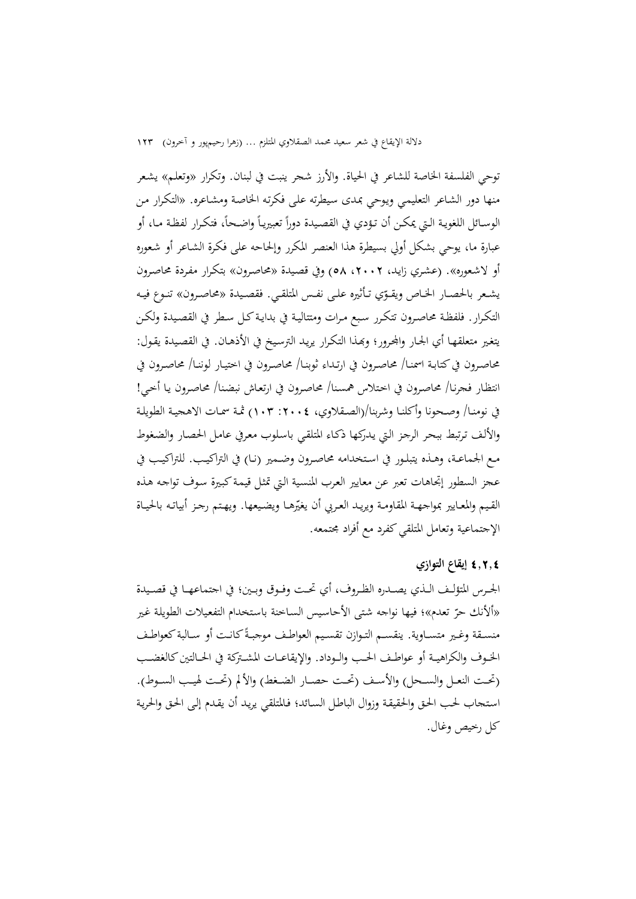توحي الفلسفة الخاصة للشاعر في الحياة. والأرز شجر ينبت في لبنان. وتكرار «وتعلم» يشعر منها دور الشاعر التعليمي ويوحي بمدى سيطرته على فكرته الخاصة ومشاعره. «التكرار من الوسائل اللغوية التي يمكن أن تؤدي في القصيدة دوراً تعبيرياً واضحاً، فتكرار لفظة ما، أو عبارة ما، يوحي بشكل أولي بسيطرة هذا العنصر المكرر وإلحاحه على فكرة الشاعر أو شعوره أو لاشعوره». (عشري زايد، ٢٠٠٢، ٥٨) وفي قصيدة «محاصرون» بتكرار مفردة محاصرون يشعر بالحصار الخاص ويقوّي تأثيره على نفس المتلقي. فقصيدة «محاصرون» تنوع فيه التكرار. فلفظة محاصرون تتكرر سبع مرات ومتتالية في بداية كل سطر في القصيدة ولكن يتغير متعلقها أي الجار والمجرور؛ وبهذا التكرار يريد الترسيخ في الأذهان. في القصيدة يقول: محاصرون في كتابة اسمنا/ محاصرون في ارتداء ثوبنا/ محاصرون في اختيار لوننا/ محاصرون في انتظار فجرنا/ محاصرون في اختلاس همسنا/ محاصرون في ارتعاش نبضنا/ محاصرون يا أخي! في نومنا/ وصحونا وأكلنا وشربنا/(الصقلاوي، ٢٠٠٤: ١٠٣) ثمة سمات الاهجية الطويلة والألف ترتبط ببحر الرجز التي يدركها ذكاء المتلقي باسلوب معرفي عامل الحصار والضغوط مع الجماعة، وهذه يتبلور في استخدامه محاصرون وضمير (نا) في التراكيب. للتراكيب في عجز السطور إتجاهات تعبر عن معايير العرب المنسية التي تمثل قيمة كبيرة سوف تواجه هذه القيم والمعايير بمواجهة المقاومة ويريد العربي أن يغيّرها ويضيعها. ويهتم رجز أبياته بالحياة الإجتماعية وتعامل المتلقي كفرد مع أفراد مجتمعه.

#### ٤،٢،٤ إيقاع التوازي

الجرس المتؤلف الذي يصدره الظروف، أي تحت وفوق وبين؛ في اجتماعها في قصيدة «ألأنك حرّ تعدم»؛ فيها نواجه شتى الأحاسيس الساخنة باستخدام التفعيلات الطويلة غير منسقة وغير متساوية. ينقسم التوازن تقسيم العواطف موجبةً كانت أو سالبة كعواطف الخوف والكراهية أو عواطف الحب والوداد. والإيقاعات المشتركة في الحالتين كالغضب (تحت النعل والسحل) والأسف (تحت حصار الضغط) والألم (تحت لهيب السوط). استجاب لحب الحق والحقيقة وزوال الباطل السائد؛ فالمتلقي يريد أن يقدم إلى الحق والحرية كل رخيص وغال.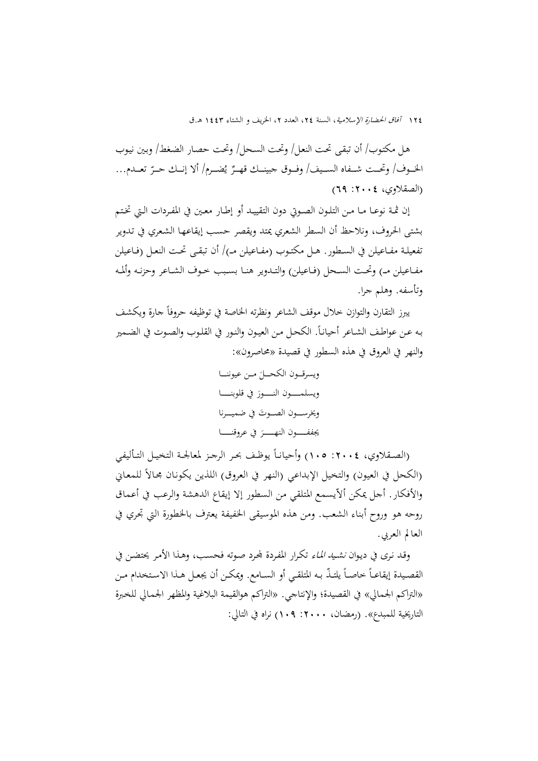هل مكتوب/ أن تبقى تحت النعل/ وتحت السحل/ وتحت حصار الضغط/ وبين نيوب الخـوف/ وتحـت شـفاه السـيف/ وفـوق جبينـك قهـرٌ يُضـرم/ ألا إنـك حـرّ تعـدم... (الصقلاوي، ٢٠٠٤: ٦٩)

إن ثمة نوعا ما من التلون الصوتي دون التقييد أو إطار معين في المفردات التي تختم بشتى الحروف، ونلاحظ أن السطر الشعري يمتد ويقصر حسب إيقاعها الشعري في تدوير تفعيلة مفاعيلن في السطور. هل مكتوب (مفاعيلن مـ)/ أن تبقى تحت النعل (فاعيلن مفاعيلن مـ) وتحت السحل (فاعيلن) والتدوير هنا بسبب خوف الشاعر وحزنه وألمه وتأسفه. وهلم جرا.

يبرز التقارن والتوازن خلال موقف الشاعر ونظرته الخاصة في توظيفه حروفاً جارة ويكشف به عن عواطف الشاعر أحياناً. الكحل من العيون والنور في القلوب والصوت في الضمير والنهر في العروق في هذه السطور في قصيدة «محاصرون»:

ويسرقـون الكحـلَ مـن عيوننـا
ويسلمـون النـورَ في قلوبنـا
ويخرسـون الصـوتَ في ضميـرنا
يخففـون النهـرَ في عروقنـا

(الصقلاوي، ٢٠٠٤: ١٠٥) وأحياناً يوظف بحر الرجز لمعالجة التخيل التأليفي (الكحل في العيون) والتخيل الإبداعي (النهر في العروق) اللذين يكونان مجالاً للمعاني والأفكار. أجل يمكن ألاّيسمع المتلقي من السطور إلا إيقاع الدهشة والرعب في أعماق روحه هو وروح أبناء الشعب. ومن هذه الموسيقى الخفيفة يعترف بالخطورة التي تجري في العالم العربي.

وقد نرى في ديوان *نشيد الماء* تكرار المفردة لمجرد صوته فحسب، وهذا الأمر يحتضن في القصيدة إيقاعاً خاصاً يلتذّ به المتلقي أو السامع. ويمكن أن يجعل هذا الاستخدام من «التراكم الجمالي» في القصيدة؛ والإنتاجي. «التراكم هوالقيمة البلاغية والمظهر الجمالي للخبرة التاريخية للمبدع». (رمضان، ٢٠٠٠: ١٠٩) نراه في التالي: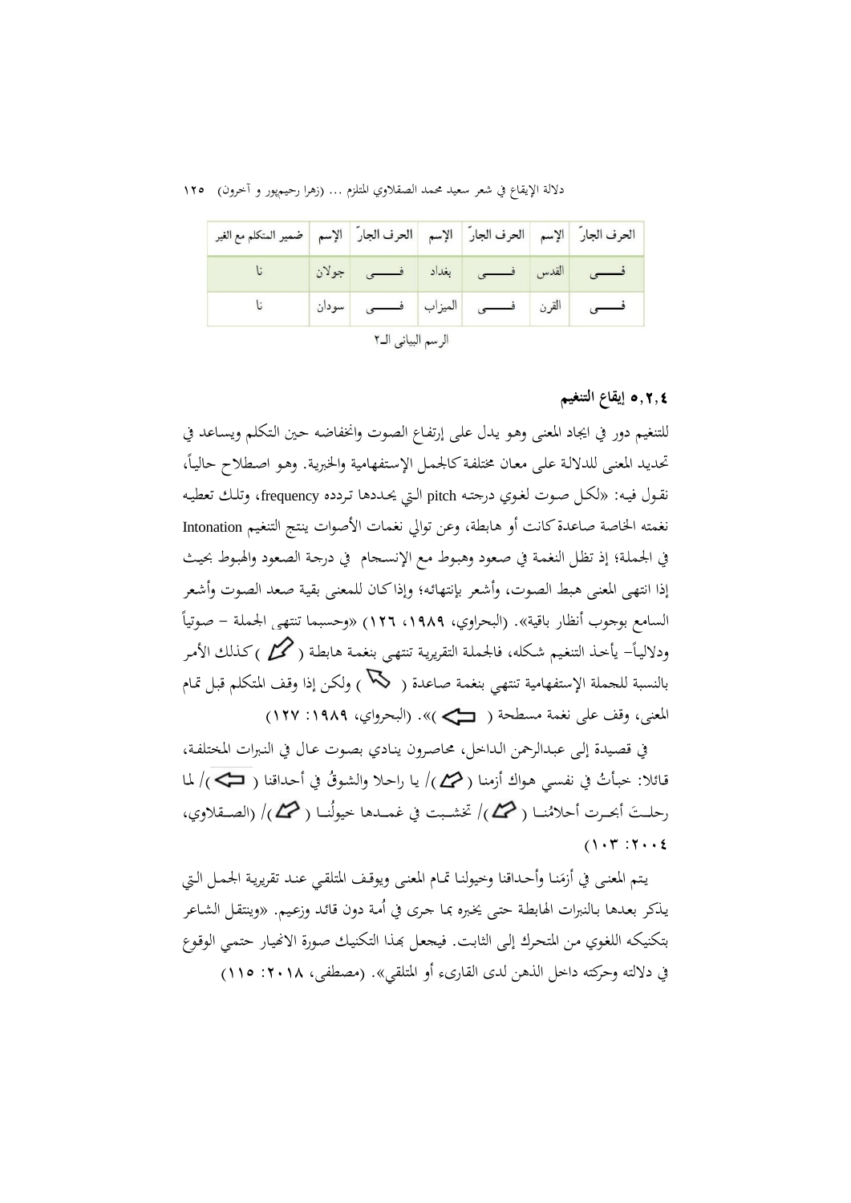| الحرف الجارّ | الإسم | الحرف الجارّ | الإسم | الحرف الجارّ | الإسم | ضمير المتكلم مع الغير |
|---|---|---|---|---|---|---|
| فـــــي | القدس | فـــــي | بغداد | فـــــي | جولان | نا |
| فـــــي | القرن | فـــــي | الميزاب | فـــــي | سودان | نا |

الرسم البياني الـ٢

### ٥,٢,٤ إيقاع التنغيم

للتنغيم دور في ايجاد المعنى وهو يدل على إرتفاع الصوت وانخفاضه حين التكلم ويساعد في تحديد المعنى للدلالة على معان مختلفة كالجمل الإستفهامية والخبرية. وهو اصطلاح حالياً، نقول فيه: «لكل صوت لغوي درجته pitch التي يحددها تردده frequency، وتلك تعطيه نغمته الخاصة صاعدة كانت أو هابطة، وعن توالي نغمات الأصوات ينتج التنغيم Intonation في الجملة؛ إذ تظل النغمة في صعود وهبوط مع الإنسجام في درجة الصعود والهبوط بحيث إذا انتهى المعنى هبط الصوت، وأشعر بإنتهائه؛ وإذا كان للمعنى بقية صعد الصوت وأشعر السامع بوجوب أنظار باقية». (البحراوي، ١٩٨٩، ١٢٦) «وحسبما تنتهي الجملة – صوتياً ودلالياً– يأخذ التنغيم شكله، فالجملة التقريرية تنتهي بنغمة هابطة ( ) كذلك الأمر بالنسبة للجملة الإستفهامية تنتهي بنغمة صاعدة ( ) ولكن إذا وقف المتكلم قبل تمام المعنى، وقف على نغمة مسطحة ( )». (البحرواي، ١٩٨٩: ١٢٧)

في قصيدة إلى عبدالرحمن الداخل، محاصرون ينادي بصوت عال في النبرات المختلفة، قائلا: خبأتُ في نفسي هواك أزمنا ( )/ يا راحلا والشوقُ في أحداقنا ( )/ لما رحلتَ أبحرت أحلامُنا ( )/ تخشبت في غمدها خيولُنا ( )/ (الصقلاوي، ٢٠٠٤: ١٠٣)

يتم المعنى في أزمَنا وأحداقنا وخيولنا تمام المعنى ويوقف المتلقي عند تقريرية الجمل التي يذكر بعدها بالنبرات الهابطة حتى يخبره بما جرى في اُمة دون قائد وزعيم. «وينتقل الشاعر بتكنيكه اللغوي من المتحرك إلى الثابت. فيجعل بهذا التكنيك صورة الانهيار حتمي الوقوع في دلالته وحركته داخل الذهن لدى القارىء أو المتلقي». (مصطفى، ٢٠١٨: ١١٥)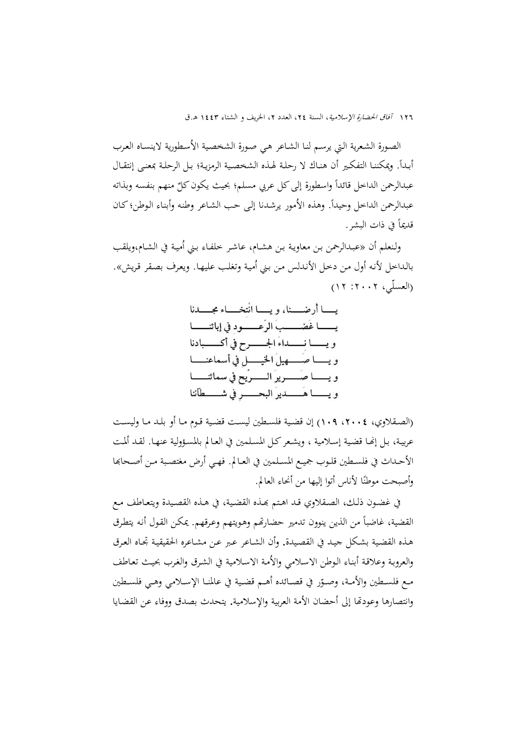الصورة الشعرية التي يرسم لنا الشاعر هي صورة الشخصية الأُسطورية لاينساه العرب أبداً. ويمكننا التفكير أن هناك لا رحلة لهذه الشخصية الرمزية؛ بل الرحلة بمعنى إنتقال عبدالرحمن الداخل قائداً واسطورة إلى كل عربي مسلم؛ بحيث يكون كلٌ منهم بنفسه وبذاته عبدالرحمن الداخل وحيداً. وهذه الأُمور يرشدنا إلى حب الشاعر وطنه وأبناء الوطن؛ كان قديماً في ذات البشر.

ولنعلم أن «عبدالرحمن بن معاوية بن هشام، عاشر خلفاء بني أُمية في الشام،ويلقب بالداخل لأنه أول من دخل الأندلس من بني أُمية وتغلب عليها. ويعرف بصقر قريش». (العسلّي، ٢٠٠٢: ١٢)

يــــا أرضــــنا، و يــــا انْتِخــــاء مجـــدنا
يــــا غضَــــبَ الرّعــــود في إبائنــــا
و يــــا نــــداءَ الجــــرح في أكــــبادنا
و يــــا صَــــهيلَ الخيــــلِ في أسماعنــــا
و يــــا صَــــريرَ الــــرّيح في سمائنــــا
و يــــا هَــــديرَ البحــــرِ في شــــطآننا

(الصقلاوي، ٢٠٠٤، ١٠٩) إن قضية فلسطين ليست قضية قوم ما أو بلد ما وليست عربية، بل إنها قضية إسلامية ، ويشعر كل المسلمين في العالم بالمسؤولية عنها. لقد ألمت الأحداث في فلسطين قلوب جميع المسلمين في العالم. فهي أرض مغتصبة من أصحابها وأصبحت موطنًا لأناس أتوا إليها من أنحاء العالم.

في غضون ذلك، الصقلاوي قد اهتم بهذه القضية، في هذه القصيدة ويتعاطف مع القضية، غاضباً من الذين ينوون تدمير حضارتهم وهويتهم وعرقهم. يمكن القول أنه يتطرق هذه القضية بشكل جيد في القصيدة. وأن الشاعر عبر عن مشاعره الحقيقية تجاه العرق والعروبة وعلاقة أبناء الوطن الاسلامي والأمة الاسلامية في الشرق والغرب بحيث تعاطف مع فلسطين والأمة، وصوّر في قصائده أهم قضية في عالمنا الإسلامي وهي فلسطين وانتصارها وعودتها إلى أحضان الأمة العربية والإسلامية. يتحدث بصدق ووفاء عن القضايا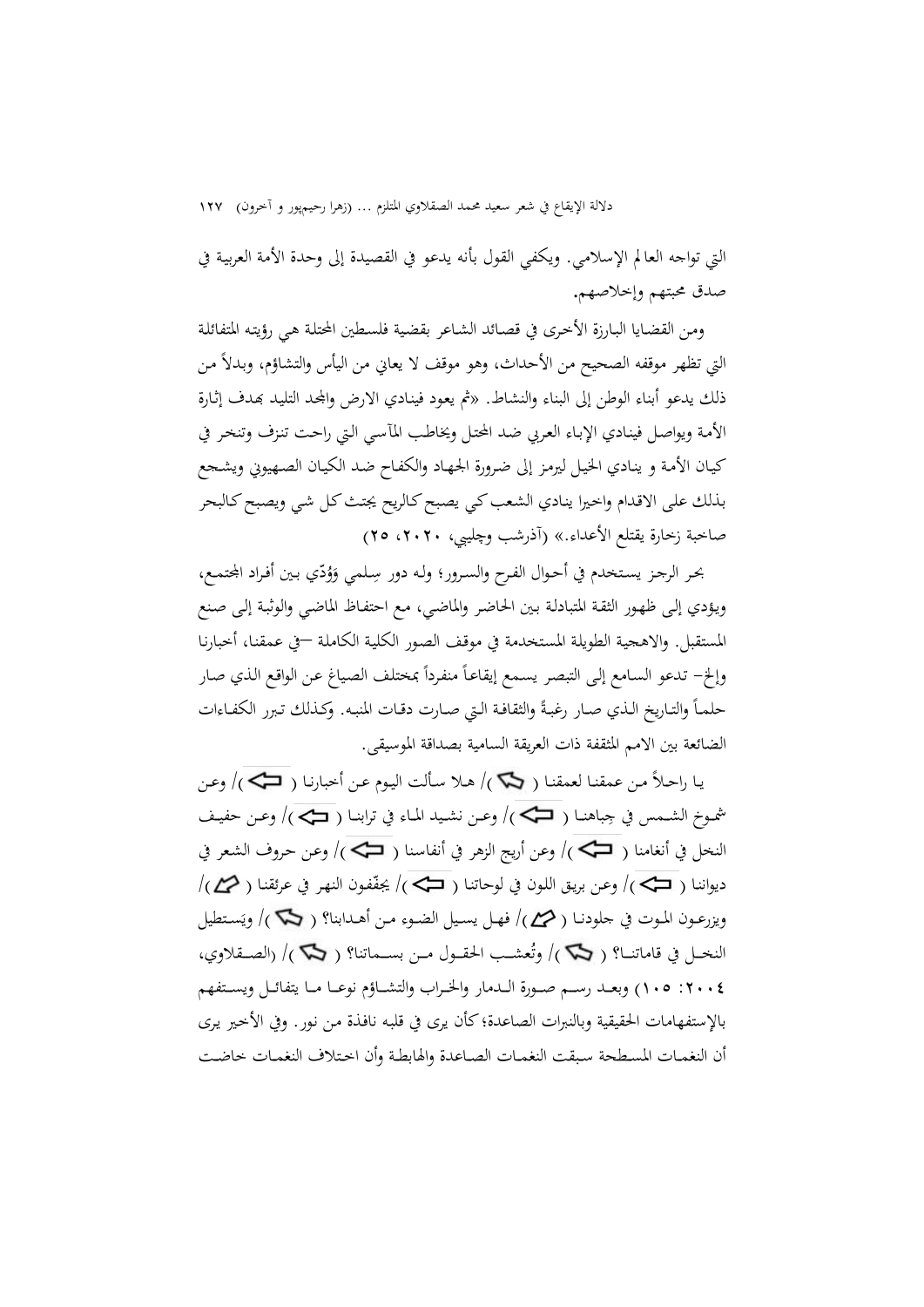التي تواجه العالم الإسلامي. ويكفي القول بأنه يدعو في القصيدة إلى وحدة الأمة العربية في صدق محبتهم وإخلاصهم.

ومن القضايا البارزة الأخرى في قصائد الشاعر بقضية فلسطين المحتلة هي رؤيته المتفائلة التي تظهر موقفه الصحيح من الأحداث، وهو موقف لا يعاني من اليأس والتشاؤم، وبدلاً من ذلك يدعو أبناء الوطن إلى البناء والنشاط. «ثم يعود فينادي الارض والمجد التليد بهدف إثارة الأمة ويواصل فينادي الإباء العربي ضد المحتل ويخاطب المآسي التي راحت تنزف وتنخر في كيان الأمة و ينادي الخيل ليرمز إلى ضرورة الجهاد والكفاح ضد الكيان الصهيوني ويشجع بذلك على الاقدام واخيرا ينادي الشعب كي يصبح كالريح يجتث كل شي ويصبح كالبحر صاحبة زخارة يقتلع الأعداء.» (آذرشب وچلبي، ٢٠٢٠، ٢٥)

بحر الرجز يستخدم في أحوال الفرح والسرور؛ وله دور سِلمي وَوُدّي بين أفراد المجتمع، ويؤدي إلى ظهور الثقة المتبادلة بين الحاضر والماضي، مع احتفاظ الماضي والوثبة إلى صنع المستقبل. والاهجية الطويلة المستخدمة في موقف الصور الكلية الكاملة –في عمقنا، أخبارنا وإلخ– تدعو السامع إلى التبصر يسمع إيقاعاً منفرداً بمختلف الصياغ عن الواقع الذي صار حلماً والتاريخ الذي صار رغبةً والثقافة التي صارت دقات المنبه. وكذلك تبرر الكفاءات الضائعة بين الامم المثقفة ذات العريقة السامية بصداقة الموسيقى.

يا راحلاً من عمقنا لعمقنا ( ↘ )/ هلا سألت اليوم عن أخبارنا ( ⇦ )/ وعن شموخ الشمس في جِباهنا ( ⇦ )/ وعن نشيد الماء في ترابنا ( ⇦ )/ وعن حفيف النخل في أنغامنا ( ⇦ )/ وعن أريج الزهر في أنفاسنا ( ⇦ )/ وعن حروف الشعر في ديواننا ( ⇦ )/ وعن بريق اللون في لوحاتنا ( ⇦ )/ يجفّفون النهر في عرئقنا ( ↗ )/ ويزرعون الموت في جلودنا ( ↗ )/ فهل يسيل الضوء من أهدابنا؟ ( ↘ )/ ويَستطيل النخل في قاماتنا؟ ( ↘ )/ وتُعشب الحقول من بسماتنا؟ ( ↘ )/ (الصقلاوي، ٢٠٠٤: ١٠٥) وبعد رسم صورة الدمار والخراب والتشاؤم نوعا ما يتفائل ويستفهم بالإستفهامات الحقيقية وبالنبرات الصاعدة؛ كأن يرى في قلبه نافذة من نور. وفي الأخير يرى أن النغمات المسطحة سبقت النغمات الصاعدة والهابطة وأن اختلاف النغمات خاضت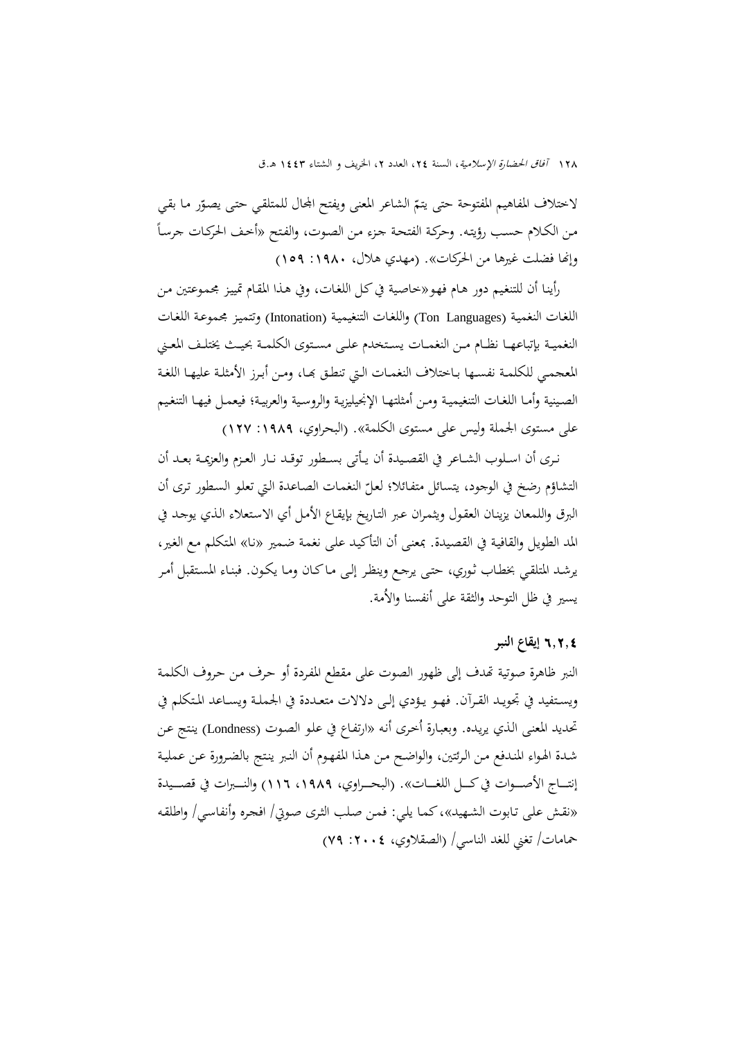لاختلاف المفاهيم المفتوحة حتى يتمّ الشاعر المعنى ويفتح المجال للمتلقي حتى يصوّر ما بقي من الكلام حسب رؤيته. وحركة الفتحة جزء من الصوت، والفتح «أخف الحركات جرساً وإنّما فضلت غيرها من الحركات». (مهدي هلال، ١٩٨٠: ١٥٩)

رأينا أن للتنغيم دور هام فهو«خاصية في كل اللغات، وفي هذا المقام تمييز مجموعتين من اللغات النغمية (Ton Languages) واللغات التنغيمية (Intonation) وتتميز مجموعة اللغات النغمية بإتباعها نظام من النغمات يستخدم على مستوى الكلمة بحيث يختلف المعني المعجمي للكلمة نفسها باختلاف النغمات التي تنطق بها، ومن أبرز الأمثلة عليها اللغة الصينية وأما اللغات التنغيمية ومن أمثلتها الإنجيليزية والروسية والعربية؛ فيعمل فيها التنغيم على مستوى الجملة وليس على مستوى الكلمة». (البحراوي، ١٩٨٩: ١٢٧)

نرى أن اسلوب الشاعر في القصيدة أن يأتي بسطور توقد نار العزم والعزمة بعد أن التشاؤم رضخ في الوجود، يتسائل متفائلا؛ لعلّ النغمات الصاعدة التي تعلو السطور ترى أن البرق واللمعان يزينان العقول ويثمران عبر التاريخ بإيقاع الأمل أي الاستعلاء الذي يوجد في المد الطويل والقافية في القصيدة. بمعنى أن التأكيد على نغمة ضمير «نا» المتكلم مع الغير، يرشد المتلقي بخطاب ثوري، حتى يرجع وينظر إلى ما كان وما يكون. فبناء المستقبل أمر يسير في ظل التوحد والثقة على أنفسنا والأُمة.

### ٦،٢،٤ إيقاع النبر

النبر ظاهرة صوتية تهدف إلى ظهور الصوت على مقطع المفردة أو حرف من حروف الكلمة ويستفيد في تجويد القرآن. فهو يؤدي إلى دلالات متعددة في الجملة ويساعد المتكلم في تحديد المعنى الذي يريده. وبعبارة أُخرى أنه «ارتفاع في علو الصوت (Londness) ينتج عن شدة الهواء المندفع من الرئتين، والواضح من هذا المفهوم أن النبر ينتج بالضرورة عن عملية إنتاج الأصوات في كل اللغات». (البحراوي، ١٩٨٩، ١١٦) والنبرات في قصيدة «نقش على تابوت الشهيد»، كما يلي: فمن صلب الثرى صوتي/ افجره وأنفاسي/ واطلقه حمامات/ تغني للغد الناسي/ (الصقلاوي، ٢٠٠٤: ٧٩)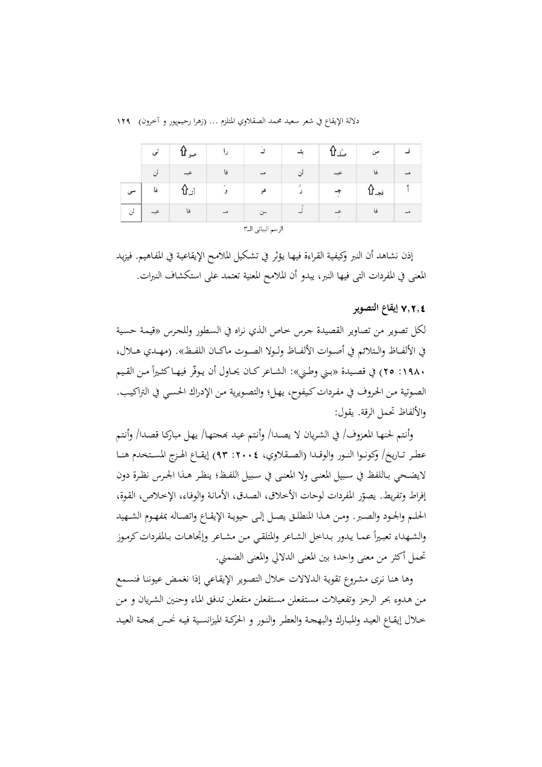| | تي | صو⇧ | را | ثـ | بـ | صُدْ⇧ | من | فـ |
|---|---|---|---|---|---|---|---|---|
| | لن | عِـ | فا | مـ | لن | عِـ | فا | مـ |
| سي | فا | أنـ⇧ | وَ | هو | رُ | جـ | فجـ⇧ | أ |
| لن | عِـ | فا | مـ | ـن | لُـ | عِـ | فا | مـ |

الرسم البياني الـ٣

إذن نشاهد أن النبر وكيفية القراءة فيها يؤثر في تشكيل الملامح الإيقاعية في المفاهيم. فيزيد المعنى في المفردات التى فيها النبر، يبدو أن الملامح المعنية تعتمد على استكشاف النبرات.

### ٧,٢,٤ إيقاع التصوير

لكل تصوير من تصاوير القصيدة جرس خاص الذي نراه في السطور وللجرس «قيمة حسية في الألفاظ والتلائم في أصوات الألفاظ ولولا الصوت ماكان اللفظ». (مهدي هلال، ١٩٨٠: ٢٥) في قصيدة «بني وطني»: الشاعر كان يحاول أن يوفّر فيها كثيراً من القيم الصوتية من الحروف في مفردات كيفوح، يهل؛ والتصويرية من الإدراك الحسي في التراكيب. والألفاظ تحمل الرقة. يقول:

وأنتم لحنها المعزوف/ في الشريان لا يصدا/ وأنتم عيد بهجتها/ يهل مباركا قصدا/ وأنتم عطر تاريخ/ وكونوا النور والوقدا (الصقلاوي، ٢٠٠٤: ٩٣) إيقاع الهزج المستخدم هنا لايضحي باللفظ في سبيل المعنى ولا المعنى في سبيل اللفظ؛ ينظر هذا الجرس نظرة دون إفراط وتفريط. يصوّر المفردات لوحات الأخلاق، الصدق، الأمانة والوفاء، الإخلاص، القوة، الحلم والجود والصبر. ومن هذا المنطلق يصل إلى حيوية الإيقاع واتصاله بمفهوم الشهيد والشهداء تعبيراً عما يدور بداخل الشاعر والمتلقي من مشاعر وإتجاهات بالمفردات كرموز تحمل أكثر من معنى واحد؛ بين المعنى الدلالي والمعنى الضمني.

وها هنا نرى مشروع تقوية الدلالات خلال التصوير الإيقاعي إذا نغمض عيوننا فنسمع من هدوء بحر الرجز وتفعيلات مستفعلن مستفعلن متفعلن تدفق الماء وحنين الشريان و من خلال إيقاع العيد والمبارك والبهجة والعطر والنور و الحركة الميزانسية فيه نحس بهجة العيد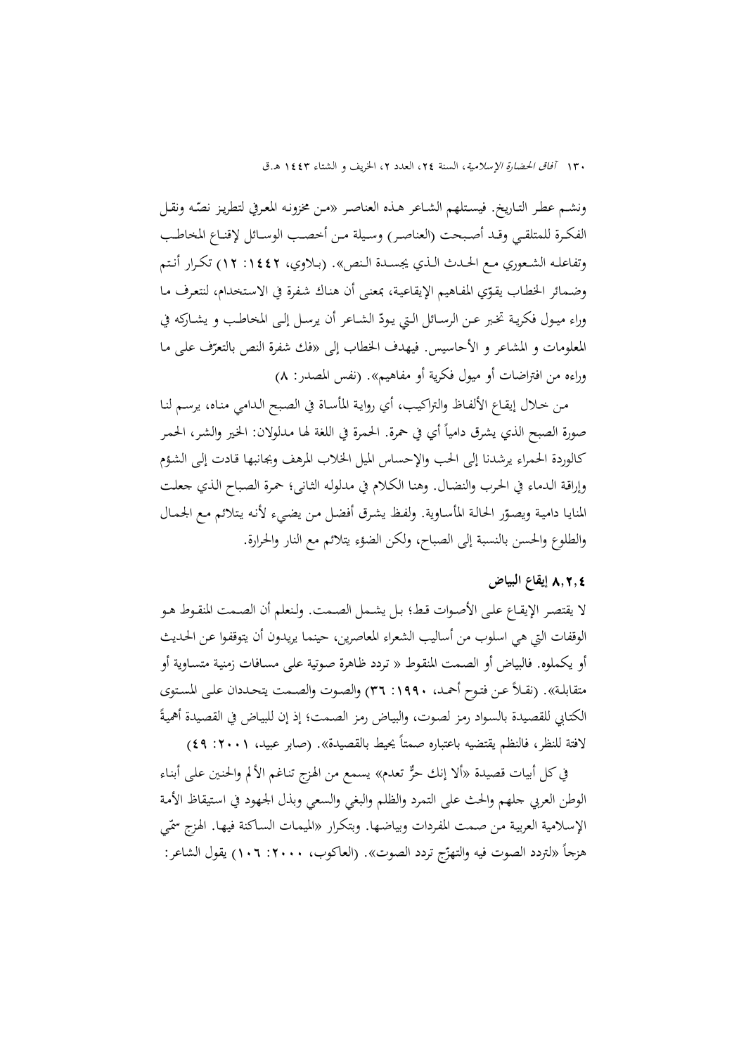ونشم عطر التاريخ. فيستلهم الشاعر هذه العناصر «من مخزونه المعرفي لتطريز نصّه ونقل الفكرة للمتلقي وقد أصبحت (العناصر) وسيلة من أخصب الوسائل لإقناع المخاطب وتفاعله الشعوري مع الحدث الذي يجسدة النص». (بلاوي، ١٤٤٢: ١٢) تكرار أنتم وضمائر الخطاب يقوّي المفاهيم الإيقاعية، بمعنى أن هناك شفرة في الاستخدام، لنتعرف ما وراء ميول فكرية تخبر عن الرسائل التي يودّ الشاعر أن يرسل إلى المخاطب و يشاركه في المعلومات و المشاعر و الأحاسيس. فيهدف الخطاب إلى «فك شفرة النص بالتعرّف على ما وراءه من افتراضات أو ميول فكرية أو مفاهيم». (نفس المصدر: ٨)

من خلال إيقاع الألفاظ والتراكيب، أي رواية المأساة في الصبح الدامي مناه، يرسم لنا صورة الصبح الذي يشرق دامياً أي في حمرة. الحمرة في اللغة لها مدلولان: الخير والشر، الحمر كالوردة الحمراء يرشدنا إلى الحب والإحساس الميل الخلاب المرهف وبجانبها قادت إلى الشؤم وإراقة الدماء في الحرب والنضال. وهنا الكلام في مدلوله الثاني؛ حمرة الصباح الذي جعلت المنايا دامية ويصوّر الحالة المأساوية. ولفظ يشرق أفضل من يضيء لأنه يتلائم مع الجمال والطلوع والحسن بالنسبة إلى الصباح، ولكن الضؤء يتلائم مع النار والحرارة.

### ٨,٢,٤ إيقاع البياض

لا يقتصر الإيقاع على الأصوات قط؛ بل يشمل الصمت. ولنعلم أن الصمت المنقوط هو الوقفات التي هي اسلوب من أساليب الشعراء المعاصرين، حينما يريدون أن يتوقفوا عن الحديث أو يكملوه. فالبياض أو الصمت المنقوط « تردد ظاهرة صوتية على مسافات زمنية متساوية أو متقابلة». (نقلاً عن فتوح أحمد، ١٩٩٠: ٣٦) والصوت والصمت يتحددان على المستوى الكتابي للقصيدة بالسواد رمز لصوت، والبياض رمز الصمت؛ إذ إن للبياض في القصيدة أهميةً لافتة للنظر، فالنظم يقتضيه باعتباره صمتاً يحيط بالقصيدة». (صابر عبيد، ٢٠٠١: ٤٩)

في كل أبيات قصيدة «ألا إنك حرٌّ تعدم» يسمع من الهزج تناغم الألم والحنين على أبناء الوطن العربي حلهم والحث على التمرد والظلم والبغي والسعي وبذل الجهود في استيقاظ الأمة الإسلامية العربية من صمت المفردات وبياضها. وبتكرار «الميمات الساكنة فيها. الهزج سمّي هزجاً «لتردد الصوت فيه والتهزّج تردد الصوت». (العاكوب، ٢٠٠٠: ١٠٦) يقول الشاعر: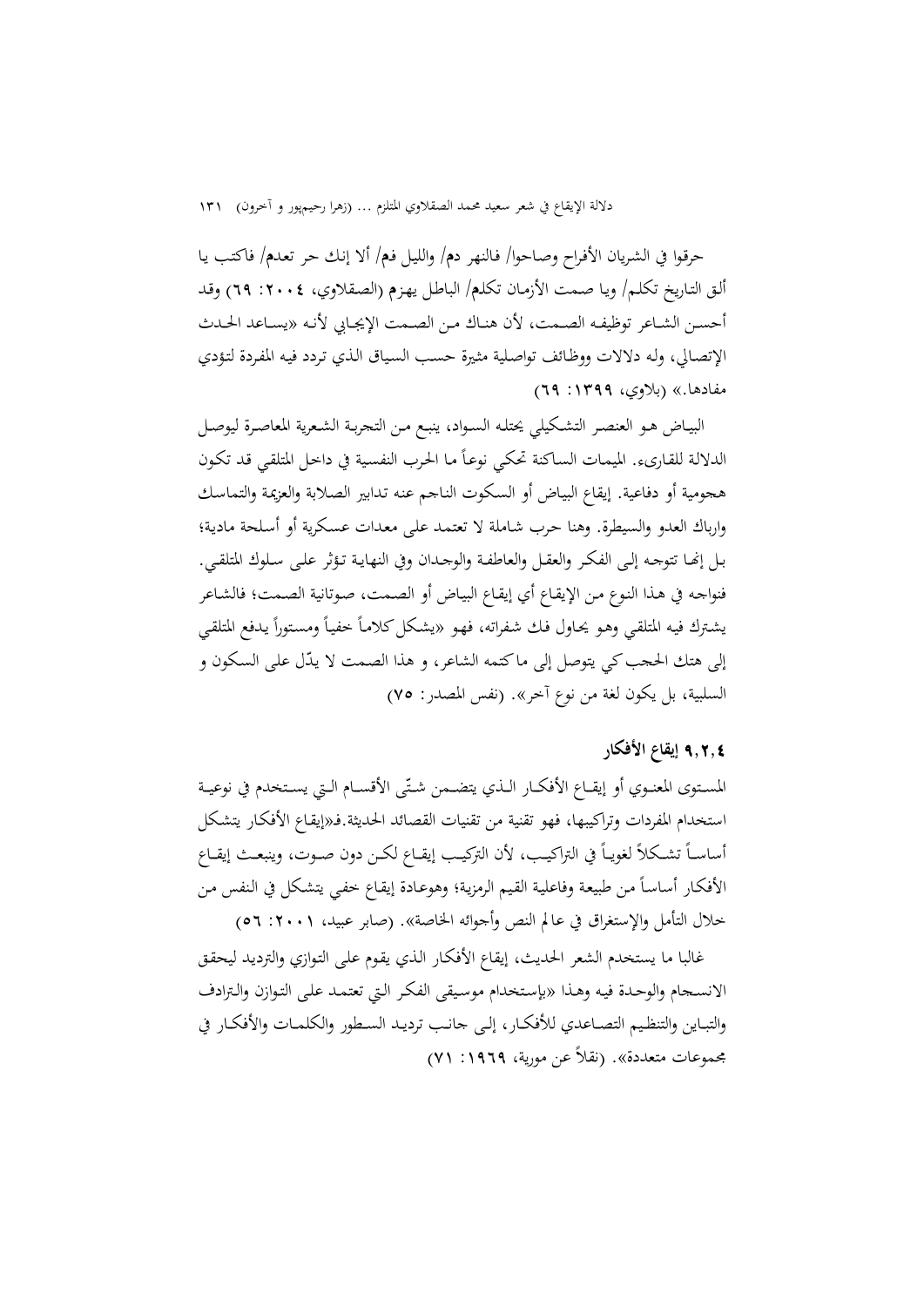حرقوا في الشريان الأفراح وصاحوا/ فالنهر دم/ والليل فم/ ألا إنك حر تعدم/ فاكتب يا ألق التاريخ تكلم/ ويا صمت الأزمان تكلم/ الباطل يهزم (الصقلاوي، ٢٠٠٤: ٦٩) وقد أحسن الشاعر توظيفه الصمت، لأن هناك من الصمت الإيجابي لأنه «يساعد الحدث الإتصالي، وله دلالات ووظائف تواصلية مثيرة حسب السياق الذي ترد فيه المفردة لتؤدي مفادها.» (بلاوي، ١٣٩٩: ٦٩)

البياض هو العنصر التشكيلي يحتله السواد، ينبع من التجربة الشعرية المعاصرة ليوصل الدلالة للقارىء. الميمات الساكنة تحكي نوعاً ما الحرب النفسية في داخل المتلقي قد تكون هجومية أو دفاعية. إيقاع البياض أو السكوت الناجم عنه تدابير الصلابة والعزيمة والتماسك وارباك العدو والسيطرة. وهنا حرب شاملة لا تعتمد على معدات عسكرية أو أسلحة مادية؛ بل انها تتوجه إلى الفكر والعقل والعاطفة والوجدان وفي النهاية تؤثر على سلوك المتلقي. فنواجه في هذا النوع من الإيقاع أي إيقاع البياض أو الصمت، صوتانية الصمت؛ فالشاعر يشترك فيه المتلقي وهو يحاول فك شفراته، فهو «يشكل كلاماً خفياً ومستوراً يدفع المتلقي إلى هتك الحجب كي يتوصل إلى ما كتمه الشاعر، و هذا الصمت لا يدّل على السكون و السلبية، بل يكون لغة من نوع آخر». (نفس المصدر: ٧٥)

### ٩،٢،٤ إيقاع الأفكار

المستوى المعنوي أو إيقاع الأفكار الذي يتضمن شتّى الأقسام التي يستخدم في نوعية استخدام المفردات وتراكيبها، فهو تقنية من تقنيات القصائد الحديثة.ف«إيقاع الأفكار يتشكل أساساً تشكلاً لغوياً في التراكيب، لأن التركيب إيقاع لكن دون صوت، وينبعث إيقاع الأفكار أساساً من طبيعة وفاعلية القيم الرمزية؛ وهوعادة إيقاع خفي يتشكل في النفس من خلال التأمل والإستغراق في عالم النص وأجوائه الخاصة». (صابر عبيد، ٢٠٠١: ٥٦)

غالبا ما يستخدم الشعر الحديث، إيقاع الأفكار الذي يقوم على التوازي والترديد ليحقق الانسجام والوحدة فيه وهذا «بإستخدام موسيقى الفكر التي تعتمد على التوازن والترادف والتباين والتنظيم التصاعدي للأفكار، إلى جانب ترديد السطور والكلمات والأفكار في مجموعات متعددة». (نقلاً عن مورية، ١٩٦٩: ٧١)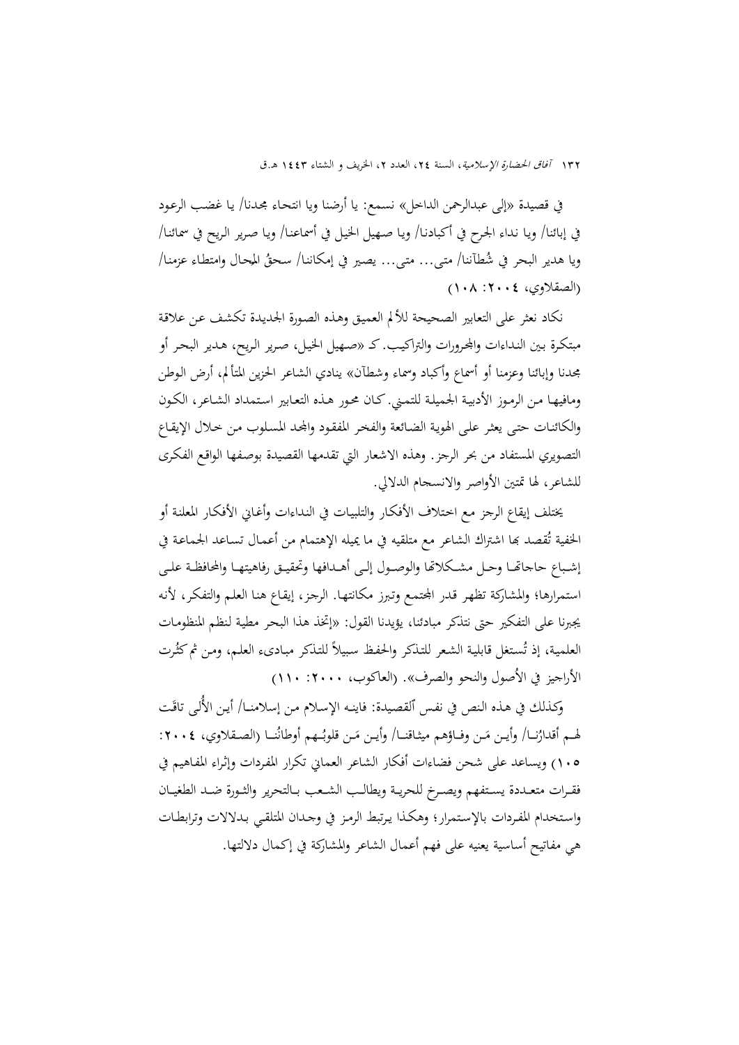في قصيدة «إلى عبدالرحمن الداخل» نسمع: يا أرضنا ويا انتحاء مجدنا/ يا غضب الرعود في إبائنا/ ويا نداء الجرح في أكبادنا/ ويا صهيل الخيل في أسماعنا/ ويا صرير الريح في سمائنا/ ويا هدير البحر في شُطآننا/ متى... متى... يصير في إمكاننا/ سحقُ المحال وامتطاء عزمنا/ (الصقلاوي، ٢٠٠٤: ١٠٨)

نكاد نعثر على التعابير الصحيحة للألم العميق وهذه الصورة الجديدة تكشف عن علاقة مبتكرة بين النداءات والمجرورات والتراكيب. كـ «صهيل الخيل، صرير الريح، هدير البحر أو مجدنا وإبائنا وعزمنا أو أسماع وأكباد وسماء وشطآن» ينادي الشاعر الحزين المتألم، أرض الوطن ومافيها من الرموز الأدبية الجميلة للتمني. كان محور هذه التعابير استمداد الشاعر، الكون والكائنات حتى يعثر على الهوية الضائعة والفخر المفقود والمجد المسلوب من خلال الإيقاع التصويري المستفاد من بحر الرجز. وهذه الاشعار التي تقدمها القصيدة بوصفها الواقع الفكرى للشاعر، لها تمتين الأواصر والانسجام الدلالي.

يختلف إيقاع الرجز مع اختلاف الأفكار والتلبيات في النداءات وأغاني الأفكار المعلنة أو الخفية تُقصد بها اشتراك الشاعر مع متلقيه في ما يميله الإهتمام من أعمال تساعد الجماعة في إشباع حاجاتها وحل مشكلاتها والوصول إلى أهدافها وتحقيق رفاهيتها والمحافظة على استمرارها؛ والمشاركة تظهر قدر المجتمع وتبرز مكانتها. الرجز، إيقاع هنا العلم والتفكر، لأنه يجبرنا على التفكير حتى نتذكر مبادئنا، يؤيدنا القول: «إتخذ هذا البحر مطية لنظم المنظومات العلمية، إذ تُستغل قابلية الشعر للتذكر والحفظ سبيلاً للتذكر مبادىء العلم، ومن ثم كثُرت الأراجيز في الأُصول والنحو والصرف». (العاكوب، ٢٠٠٠: ١١٠)

وكذلك في هذه النص في نفس القصيدة: فاينه الإسلام من إسلامنا/ أين الأُلى تاقَت لهم أقدارُنا/ وأين مَن وفاؤهم ميثاقنا/ وأين مَن قلوبُهم أوطانُنا (الصقلاوي، ٢٠٠٤: ١٠٥) ويساعد على شحن فضاءات أفكار الشاعر العماني تكرار المفردات وإثراء المفاهيم في فقرات متعددة يستفهم ويصرخ للحرية ويطالب الشعب بالتحرير والثورة ضد الطغيان واستخدام المفردات بالإستمرار؛ وهكذا يرتبط الرمز في وجدان المتلقي بدلالات وترابطات هي مفاتيح أساسية يعنيه على فهم أعمال الشاعر والمشاركة في إكمال دلالتها.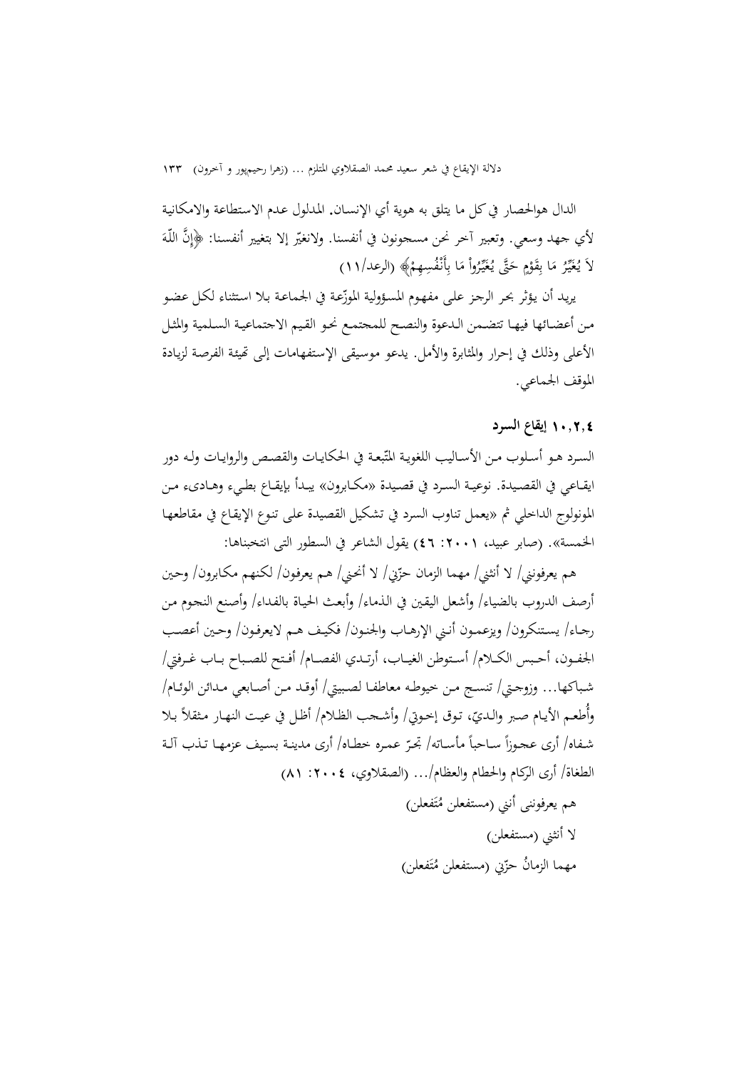الدال هوالحصار في كل ما يتلق به هوية أي الإنسان. المدلول عدم الاستطاعة والامكانية لأي جهد وسعي. وتعبير آخر نحن مسجونون في أنفسنا. ولانغيّر إلا بتغيير أنفسنا: ﴿إِنَّ اللّهَ لاَ يُغَيِّرُ مَا بِقَوْمٍ حَتَّى يُغَيِّرُواْ مَا بِأَنْفُسِهِمْ﴾ (الرعد/١١)

يريد أن يؤثر بحر الرجز على مفهوم المسؤولية الموزّعة في الجماعة بلا استثناء لكل عضو من أعضائها فيها تتضمن الدعوة والنصح للمجتمع نحو القيم الاجتماعية السلمية والمثل الأعلى وذلك في إحرار والمثابرة والأمل. يدعو موسيقى الإستفهامات إلى تهيئة الفرصة لزيادة الموقف الجماعي.

### ١٠،٢،٤ إيقاع السرد

السرد هو أسلوب من الأساليب اللغوية المتّبعة في الحكايات والقصص والروايات وله دور ايقاعي في القصيدة. نوعية السرد في قصيدة «مكابرون» يبدأ بإيقاع بطيء وهادىء من المونولوج الداخلي ثم «يعمل تناوب السرد في تشكيل القصيدة على تنوع الإيقاع في مقاطعها الخمسة». (صابر عبيد، ٢٠٠١: ٤٦) يقول الشاعر في السطور التى انتخبناها:

هم يعرفوني/ لا أنثني/ مهما الزمان حزّني/ لا أنحني/ هم يعرفون/ لكنهم مكابرون/ وحين أرصف الدروب بالضياء/ وأشعل اليقين في الدماء/ وأبعث الحياة بالفداء/ وأصنع النجوم من رجاء/ يستنكرون/ ويزعمون أنني الإرهاب والجنون/ فكيف هم لايعرفون/ وحين أعصب الجفون، أحبس الكلام/ أستوطن الغياب، أرتدي الفصام/ أفتح للصباح باب غرفتي/ شباكها... وزوجتي/ تنسج من خيوطه معاطفا لصبيتي/ أوقد من أصابعي مدائن الوئام/ وأُطعم الأيام صبر والديّ، توق إخوتي/ وأشجب الظلام/ أظل في عيث النهار مثقلاً بلا شفاه/ أرى عجوزاً ساحباً مأساته/ تجرّ عمره خطاه/ أرى مدينة بسيف عزمها تذب آلة الطغاة/ أرى الرّكام والحطام والعظام/... (الصقلاوي، ٢٠٠٤: ٨١)

هم يعرفوننى أنني (مستفعلن مُتَفعلن)

لا أنثني (مستفعلن)

مهما الزمانُ حزّني (مستفعلن مُتَفعلن)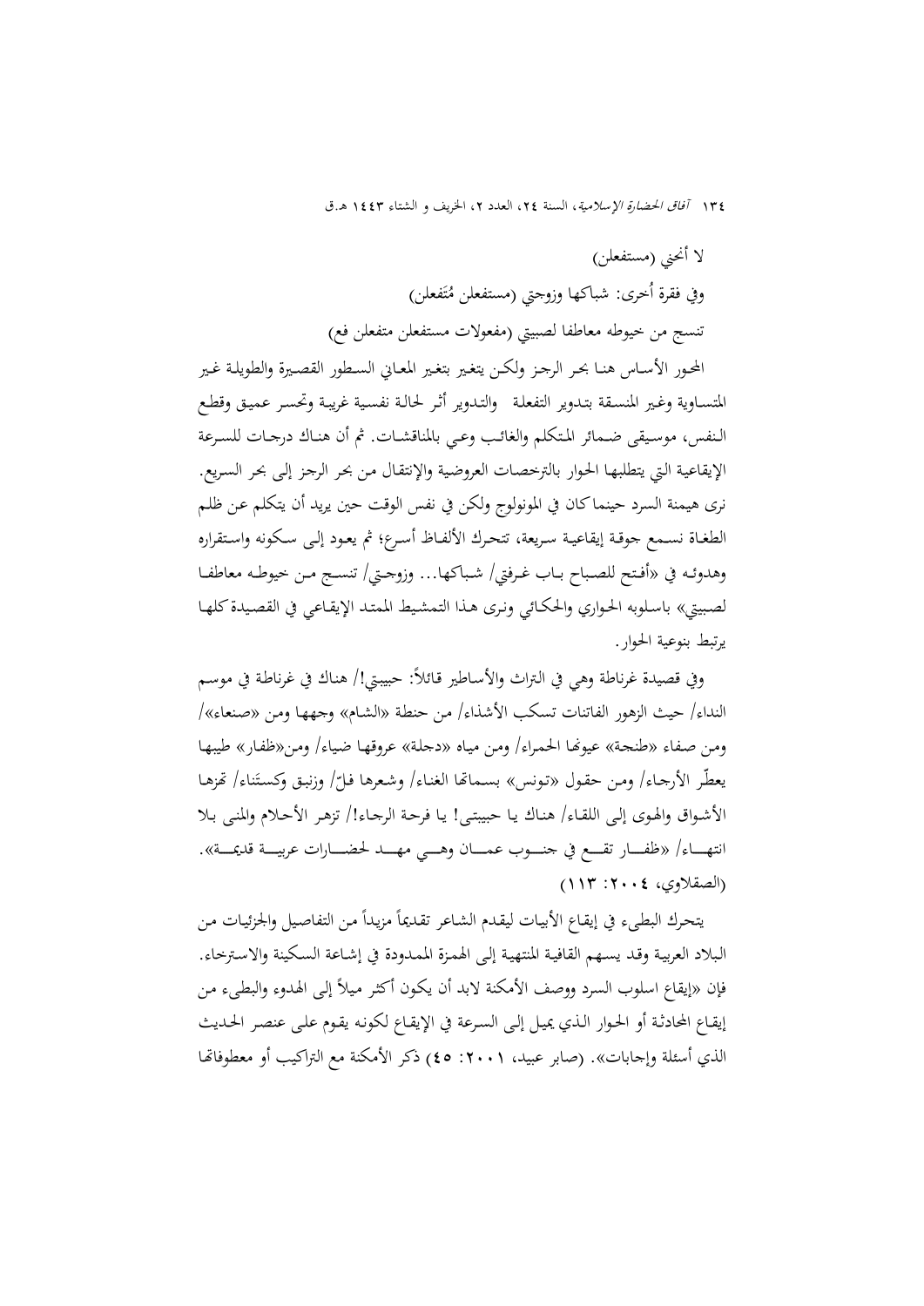لا أنحني (مستفعلن)

وفي فقرة أُخرى: شباكها وزوجتي (مستفعلن مُتَفعلن)

تنسج من خيوطه معاطفا لصبيتي (مفعولات مستفعلن متفعلن فع)

المحور الأساس هنا بحر الرجز ولكن يتغير بتغير المعاني السطور القصيرة والطويلة غير المتساوية وغير المنسقة بتدوير التفعلة والتدوير أثر لحالة نفسية غريبة وتحسر عميق وقطع النفس، موسيقى ضمائر المتكلم والغائب وعي بالمناقشات. ثم أن هناك درجات للسرعة الإيقاعية التي يتطلبها الحوار بالترخصات العروضية والإنتقال من بحر الرجز إلى بحر السريع. نرى هيمنة السرد حينما كان في المونولوج ولكن في نفس الوقت حين يريد أن يتكلم عن ظلم الطغاة نسمع جوقة إيقاعية سريعة، تتحرك الألفاظ أسرع؛ ثم يعود إلى سكونه واستقراره وهدوئه في «أفتح للصباح باب غرفتي/ شباكها... وزوجتي/ تنسج من خيوطه معاطفا لصبيتي» باسلوبه الحواري والحكائي ونرى هذا التمشيط الممتد الإيقاعي في القصيدة كلها يرتبط بنوعية الحوار.

وفي قصيدة غرناطة وهي في التراث والأساطير قائلاً: حبيبتي!/ هناك في غرناطة في موسم النداء/ حيث الزهور الفاتنات تسكب الأشذاء/ من حنطة «الشام» وجهها ومن «صنعاء»/ ومن صفاء «طنجة» عيونها الحمراء/ ومن مياه «دجلة» عروقها ضياء/ ومن«ظفار» طيبها يعطّر الأرجاء/ ومن حقول «تونس» بسماتها الغناء/ وشعرها فلّ/ وزنبق وكستَناء/ تهزها الأشواق والهوى إلى اللقاء/ هناك يا حبيبتي! يا فرحة الرجاء!/ تزهر الأحلام والمنى بلا انتهاء/ «ظفار تقع في جنوب عمان وهي مهد لحضارات عربية قديمة». (الصقلاوي، ٢٠٠٤: ١١٣)

يتحرك البطيء في إيقاع الأبيات ليقدم الشاعر تقديماً مزيداً من التفاصيل والجزئيات من البلاد العربية وقد يسهم القافية المنتهية إلى الهمزة الممدودة في إشاعة السكينة والاسترخاء. فإن «إيقاع اسلوب السرد ووصف الأمكنة لابد أن يكون أكثر ميلاً إلى الهدوء والبطيء من إيقاع المحادثة أو الحوار الذي يميل إلى السرعة في الإيقاع لكونه يقوم على عنصر الحديث الذي أسئلة وإجابات». (صابر عبيد، ٢٠٠١: ٤٥) ذكر الأمكنة مع التراكيب أو معطوفاتها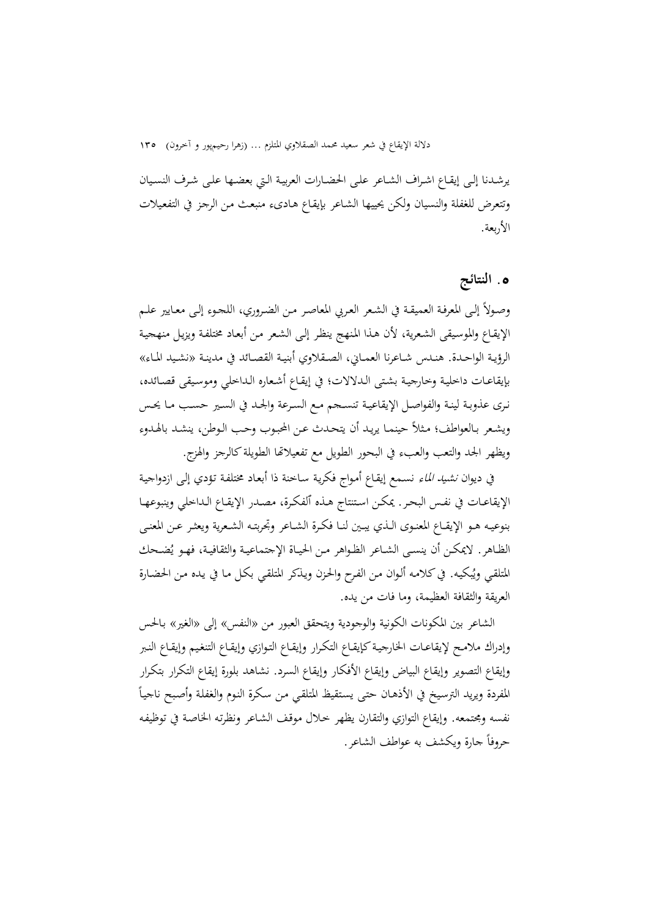يرشدنا إلى إيقاع اشراف الشاعر على الحضارات العربية التي بعضها على شرف النسيان وتتعرض للغفلة والنسيان ولكن يحييها الشاعر بإيقاع هادىء منبعث من الرجز في التفعيلات الأربعة.

## ٥. النتائج

وصولاً إلى المعرفة العميقة في الشعر العربي المعاصر من الضروري، اللجوء إلى معايير علم الإيقاع والموسيقى الشعرية، لأن هذا المنهج ينظر إلى الشعر من أبعاد مختلفة ويزيل منهجية الرؤية الواحدة. هندس شاعرنا العماني، الصقلاوي أبنية القصائد في مدينة «نشيد الماء» بإيقاعات داخلية وخارجية بشتى الدلالات؛ في إيقاع أشعاره الداخلي وموسيقى قصائده، نرى عذوبة لينة والفواصل الإيقاعية تنسجم مع السرعة والجد في السير حسب ما يحس ويشعر بالعواطف؛ مثلاً حينما يريد أن يتحدث عن المحبوب وحب الوطن، ينشد بالهدوء ويظهر الجد والتعب والعبء في البحور الطويل مع تفعيلاتها الطويلة كالرجز والهزج.

في ديوان *نشيد الماء* نسمع إيقاع أمواج فكرية ساخنة ذا أبعاد مختلفة تؤدي إلى ازدواجية الإيقاعات في نفس البحر. يمكن استنتاج هذه الفكرة، مصدر الإيقاع الداخلي وينبوعها بنوعيه هو الإيقاع المعنوى الذي يبين لنا فكرة الشاعر وتجربته الشعرية ويعثر عن المعنى الظاهر. لايمكن أن ينسى الشاعر الظواهر من الحياة الإجتماعية والثقافية، فهو يُضحك المتلقي ويُبكيه. في كلامه ألوان من الفرح والحزن ويذكر المتلقي بكل ما في يده من الحضارة العريقة والثقافة العظيمة، وما فات من يده.

الشاعر بين المكونات الكونية والوجودية ويتحقق العبور من «النفس» إلى «الغير» بالحس وإدراك ملامح لإيقاعات الخارجية كإيقاع التكرار وإيقاع التوازي وإيقاع التنغيم وإيقاع النبر وإيقاع التصوير وإيقاع البياض وإيقاع الأفكار وإيقاع السرد. نشاهد بلورة إيقاع التكرار بتكرار المفردة ويريد الترسيخ في الأذهان حتى يستقيظ المتلقي من سكرة النوم والغفلة وأصبح ناجياً نفسه ومجتمعه. وإيقاع التوازي والتقارن يظهر خلال موقف الشاعر ونظرته الخاصة في توظيفه حروفاً جارة ويكشف به عواطف الشاعر.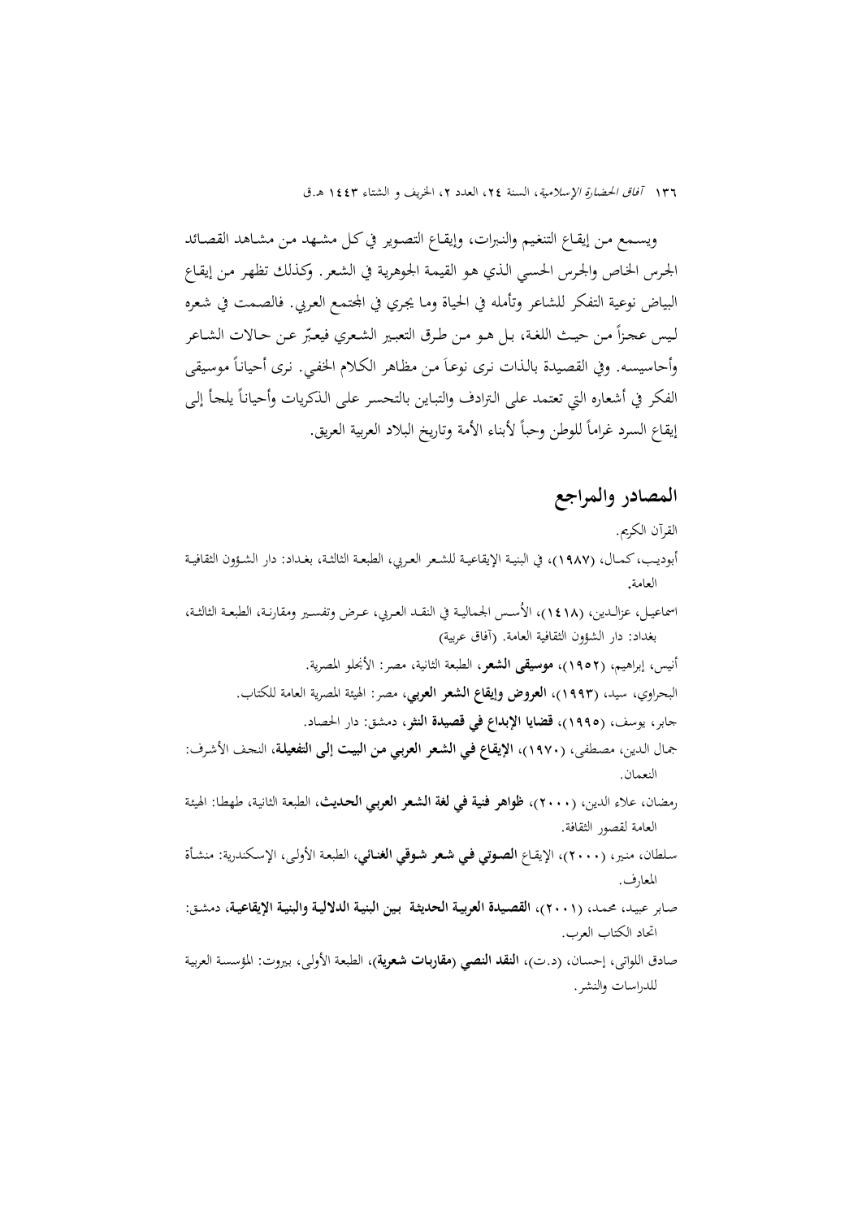ويسمع من إيقاع التنغيم والنبرات، وإيقاع التصوير في كل مشهد من مشاهد القصائد الجرس الخاص والجرس الحسي الذي هو القيمة الجوهرية في الشعر. وكذلك تظهر من إيقاع البياض نوعية التفكر للشاعر وتأمله في الحياة وما يجري في المجتمع العربي. فالصمت في شعره ليس عجزاً من حيث اللغة، بل هو من طرق التعبير الشعري فيعبّر عن حالات الشاعر وأحاسيسه. وفي القصيدة بالذات نرى نوعاً من مظاهر الكلام الخفي. نرى أحياناً موسيقى الفكر في أشعاره التي تعتمد على الترادف والتباين بالتحسر على الذكريات وأحياناً يلجأ إلى إيقاع السرد غراماً للوطن وحباً لأبناء الأمة وتاريخ البلاد العربية العريق.

## المصادر والمراجع

القرآن الكريم.

أبوديب، كمال، (١٩٨٧)، في البنية الإيقاعية للشعر العربي، الطبعة الثالثة، بغداد: دار الشؤون الثقافية العامة.

اسماعيل، عزالدين، (١٤١٨)، الأُسس الجمالية في النقد العربي، عرض وتفسير ومقارنة، الطبعة الثالثة، بغداد: دار الشؤون الثقافية العامة. (آفاق عربية)

أنيس، إبراهيم، (١٩٥٢)، **موسيقى الشعر**، الطبعة الثانية، مصر: الأنجلو المصرية.

البحراوي، سيد، (١٩٩٣)، **العروض وإيقاع الشعر العربي**، مصر: الهيئة المصرية العامة للكتاب.

جابر، يوسف، (١٩٩٥)، **قضايا الإبداع في قصيدة النثر**، دمشق: دار الحصاد.

جمال الدين، مصطفى، (١٩٧٠)، **الإيقاع في الشعر العربي من البيت إلى التفعيلة**، النجف الأشرف: النعمان.

رمضان، علاء الدين، (٢٠٠٠)، **ظواهر فنية في لغة الشعر العربي الحديث**، الطبعة الثانية، طهطا: الهيئة العامة لقصور الثقافة.

سلطان، منير، (٢٠٠٠)، الإيقاع **الصوتي في شعر شوقي الغنائي**، الطبعة الأولى، الإسكندرية: منشأة المعارف.

صابر عبيد، محمد، (٢٠٠١)، **القصيدة العربية الحديثة بين البنية الدلالية والبنية الإيقاعية**، دمشق: اتحاد الكتاب العرب.

صادق اللواتي، إحسان، (د.ت)، **النقد النصي (مقاربات شعرية)**، الطبعة الأولى، بيروت: المؤسسة العربية للدراسات والنشر.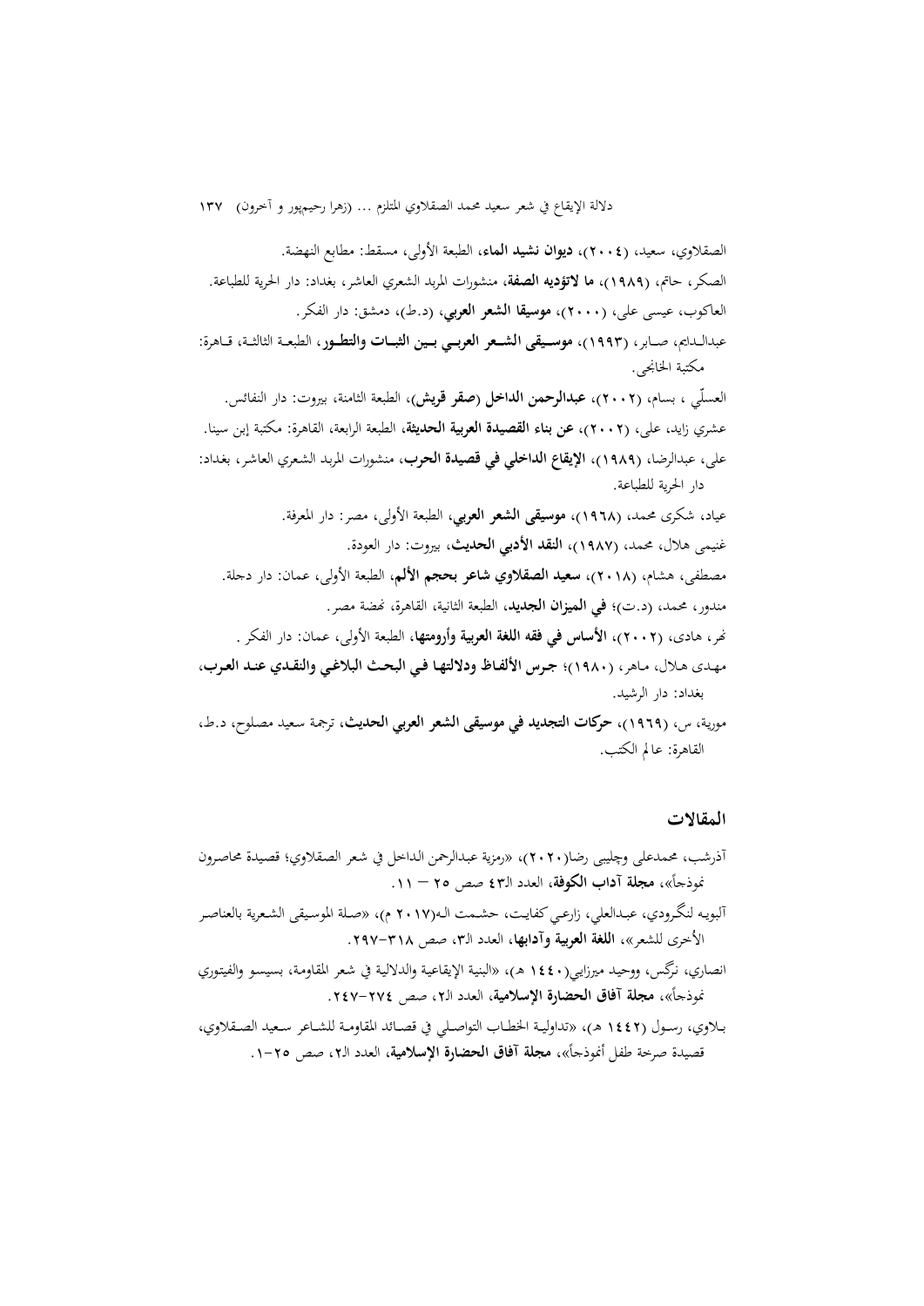الصقلاوي، سعيد، (٢٠٠٤)، **ديوان نشيد الماء**، الطبعة الأولى، مسقط: مطابع النهضة.

الصكر، حاتم، (١٩٨٩)، **ما لاتؤديه الصفة**، منشورات المربد الشعري العاشر، بغداد: دار الحرية للطباعة.

العاكوب، عيسى على، (٢٠٠٠)، **موسيقا الشعر العربي**، (د.ط)، دمشق: دار الفكر.

عبدالدايم، صابر، (١٩٩٣)، **موسيقى الشعر العربي بين الثبات والتطور**، الطبعة الثالثة، قاهرة: مكتبة الخانجي.

العسلّي، بسام، (٢٠٠٢)، **عبدالرحمن الداخل (صقر قريش)**، الطبعة الثامنة، بيروت: دار النفائس.

عشري زايد، علي، (٢٠٠٢)، **عن بناء القصيدة العربية الحديثة**، الطبعة الرابعة، القاهرة: مكتبة إبن سينا.

علي، عبدالرضا، (١٩٨٩)، **الإيقاع الداخلي في قصيدة الحرب**، منشورات المربد الشعري العاشر، بغداد: دار الحرية للطباعة.

عياد، شكرى محمد، (١٩٦٨)، **موسيقى الشعر العربي**، الطبعة الأولى، مصر: دار المعرفة.

غنيمي هلال، محمد، (١٩٨٧)، **النقد الأدبي الحديث**، بيروت: دار العودة.

مصطفى، هشام، (٢٠١٨)، **سعيد الصقلاوي شاعر بحجم الألم**، الطبعة الأولى، عمان: دار دجلة.

مندور، محمد، (د.ت)؛ **في الميزان الجديد**، الطبعة الثانية، القاهرة، نهضة مصر.

نهر، هادى، (٢٠٠٢)، **الأساس في فقه اللغة العربية وأرومتها**، الطبعة الأولى، عمان: دار الفكر.

مهدى هلال، ماهر، (١٩٨٠)؛ **جرس الألفاظ ودلالتها في البحث البلاغي والنقدي عند العرب**، بغداد: دار الرشيد.

مورية، س، (١٩٦٩)، **حركات التجديد في موسيقى الشعر العربي الحديث**، ترجمة سعيد مصلوح، د.ط، القاهرة: عالم الكتب.

## المقالات

آذرشب، محمدعلي وچليبى رضا(٢٠٢٠)، «رمزية عبدالرحمن الداخل في شعر الصقلاوي؛ قصيدة محاصرون نموذجاً»، **مجلة آداب الكوفة**، العدد الـ٤٣ صص ٢٥ — ١١.

آلبويه لنگرودي، عبدالعلي، زارعي كفايت، حشمت الـ(٢٠١٧ م)، «صلة الموسيقى الشعرية بالعناصر الأخرى للشعر»، **اللغة العربية وآدابها**، العدد الـ٣، صص ٣١٨-٢٩٧.

انصاري، نرگس، ووحيد ميرزايي(١٤٤٠ هـ)، «البنية الإيقاعية والدلالية في شعر المقاومة، بسيسو والفيتوري نموذجاً»، **مجلة آفاق الحضارة الإسلامية**، العدد الـ٢، صص ٢٧٤-٢٤٧.

بلاوي، رسول (١٤٤٢ هـ)، «تداولية الخطاب التواصلي في قصائد المقاومة للشاعر سعيد الصقلاوي، قصيدة صرخة طفل أنموذجاً»، **مجلة آفاق الحضارة الإسلامية**، العدد الـ٢، صص ٢٥-١.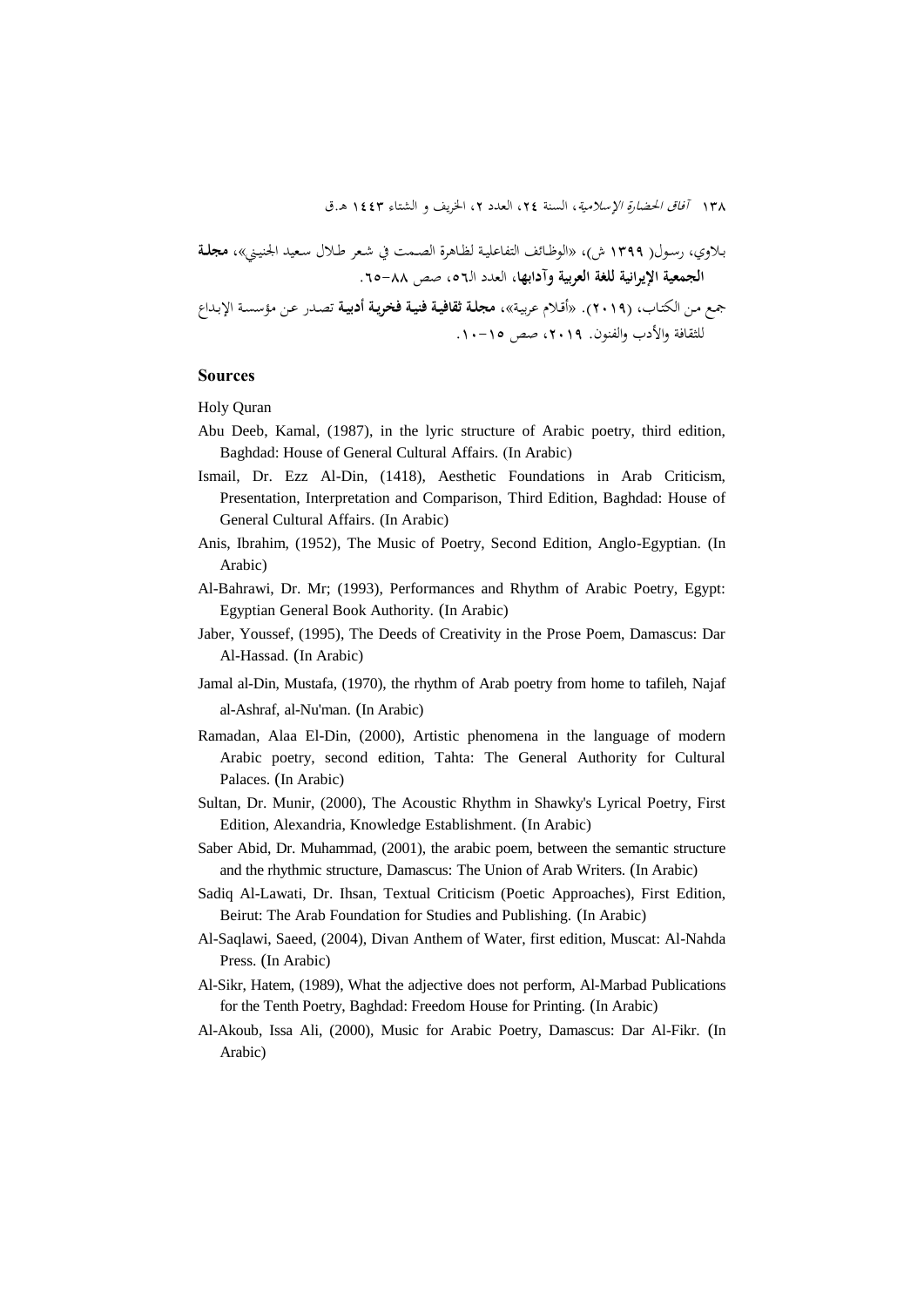بلاوي، رسول( ١٣٩٩ ش)، «الوظائف التفاعلية لظاهرة الصمت في شعر طلال سعيد الجنيبي»، **مجلة الجمعية الإيرانية للغة العربية وآدابها**، العدد الـ٥٦، صص ٨٨-٦٥.

جمع من الكتاب، (٢٠١٩). «أقلام عربية»، **مجلة ثقافية فنية فخرية أدبية** تصدر عن مؤسسة الإبداع للثقافة والأدب والفنون. ٢٠١٩، صص ١٥-١٠.

## Sources

Holy Quran

Abu Deeb, Kamal, (1987), in the lyric structure of Arabic poetry, third edition, Baghdad: House of General Cultural Affairs. (In Arabic)

Ismail, Dr. Ezz Al-Din, (1418), Aesthetic Foundations in Arab Criticism, Presentation, Interpretation and Comparison, Third Edition, Baghdad: House of General Cultural Affairs. (In Arabic)

Anis, Ibrahim, (1952), The Music of Poetry, Second Edition, Anglo-Egyptian. (In Arabic)

Al-Bahrawi, Dr. Mr; (1993), Performances and Rhythm of Arabic Poetry, Egypt: Egyptian General Book Authority. (In Arabic)

Jaber, Youssef, (1995), The Deeds of Creativity in the Prose Poem, Damascus: Dar Al-Hassad. (In Arabic)

Jamal al-Din, Mustafa, (1970), the rhythm of Arab poetry from home to tafileh, Najaf al-Ashraf, al-Nu'man. (In Arabic)

Ramadan, Alaa El-Din, (2000), Artistic phenomena in the language of modern Arabic poetry, second edition, Tahta: The General Authority for Cultural Palaces. (In Arabic)

Sultan, Dr. Munir, (2000), The Acoustic Rhythm in Shawky's Lyrical Poetry, First Edition, Alexandria, Knowledge Establishment. (In Arabic)

Saber Abid, Dr. Muhammad, (2001), the arabic poem, between the semantic structure and the rhythmic structure, Damascus: The Union of Arab Writers. (In Arabic)

Sadiq Al-Lawati, Dr. Ihsan, Textual Criticism (Poetic Approaches), First Edition, Beirut: The Arab Foundation for Studies and Publishing. (In Arabic)

Al-Saqlawi, Saeed, (2004), Divan Anthem of Water, first edition, Muscat: Al-Nahda Press. (In Arabic)

Al-Sikr, Hatem, (1989), What the adjective does not perform, Al-Marbad Publications for the Tenth Poetry, Baghdad: Freedom House for Printing. (In Arabic)

Al-Akoub, Issa Ali, (2000), Music for Arabic Poetry, Damascus: Dar Al-Fikr. (In Arabic)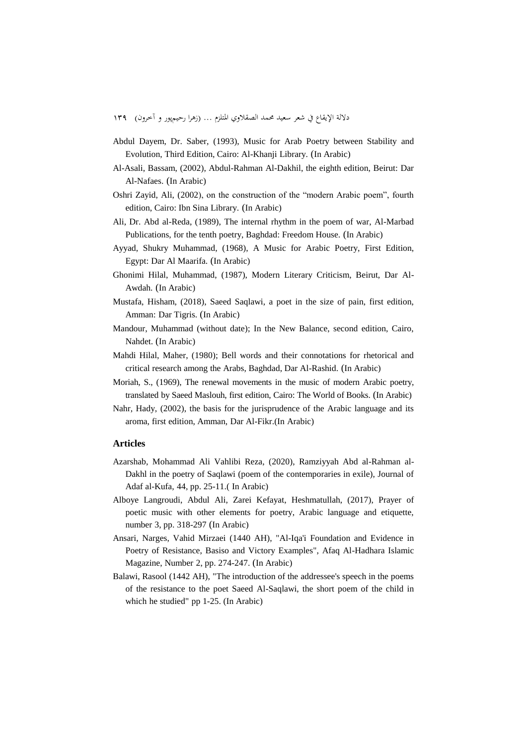Abdul Dayem, Dr. Saber, (1993), Music for Arab Poetry between Stability and Evolution, Third Edition, Cairo: Al-Khanji Library. (In Arabic)

Al-Asali, Bassam, (2002), Abdul-Rahman Al-Dakhil, the eighth edition, Beirut: Dar Al-Nafaes. (In Arabic)

Oshri Zayid, Ali, (2002), on the construction of the "modern Arabic poem", fourth edition, Cairo: Ibn Sina Library. (In Arabic)

Ali, Dr. Abd al-Reda, (1989), The internal rhythm in the poem of war, Al-Marbad Publications, for the tenth poetry, Baghdad: Freedom House. (In Arabic)

Ayyad, Shukry Muhammad, (1968), A Music for Arabic Poetry, First Edition, Egypt: Dar Al Maarifa. (In Arabic)

Ghonimi Hilal, Muhammad, (1987), Modern Literary Criticism, Beirut, Dar Al-Awdah. (In Arabic)

Mustafa, Hisham, (2018), Saeed Saqlawi, a poet in the size of pain, first edition, Amman: Dar Tigris. (In Arabic)

Mandour, Muhammad (without date); In the New Balance, second edition, Cairo, Nahdet. (In Arabic)

Mahdi Hilal, Maher, (1980); Bell words and their connotations for rhetorical and critical research among the Arabs, Baghdad, Dar Al-Rashid. (In Arabic)

Moriah, S., (1969), The renewal movements in the music of modern Arabic poetry, translated by Saeed Maslouh, first edition, Cairo: The World of Books. (In Arabic)

Nahr, Hady, (2002), the basis for the jurisprudence of the Arabic language and its aroma, first edition, Amman, Dar Al-Fikr.(In Arabic)

### Articles

Azarshab, Mohammad Ali Vahlibi Reza, (2020), Ramziyyah Abd al-Rahman al-Dakhl in the poetry of Saqlawi (poem of the contemporaries in exile), Journal of Adaf al-Kufa, 44, pp. 25-11.( In Arabic)

Alboye Langroudi, Abdul Ali, Zarei Kefayat, Heshmatullah, (2017), Prayer of poetic music with other elements for poetry, Arabic language and etiquette, number 3, pp. 318-297 (In Arabic)

Ansari, Narges, Vahid Mirzaei (1440 AH), "Al-Iqa'i Foundation and Evidence in Poetry of Resistance, Basiso and Victory Examples", Afaq Al-Hadhara Islamic Magazine, Number 2, pp. 274-247. (In Arabic)

Balawi, Rasool (1442 AH), "The introduction of the addressee's speech in the poems of the resistance to the poet Saeed Al-Saqlawi, the short poem of the child in which he studied" pp 1-25. (In Arabic)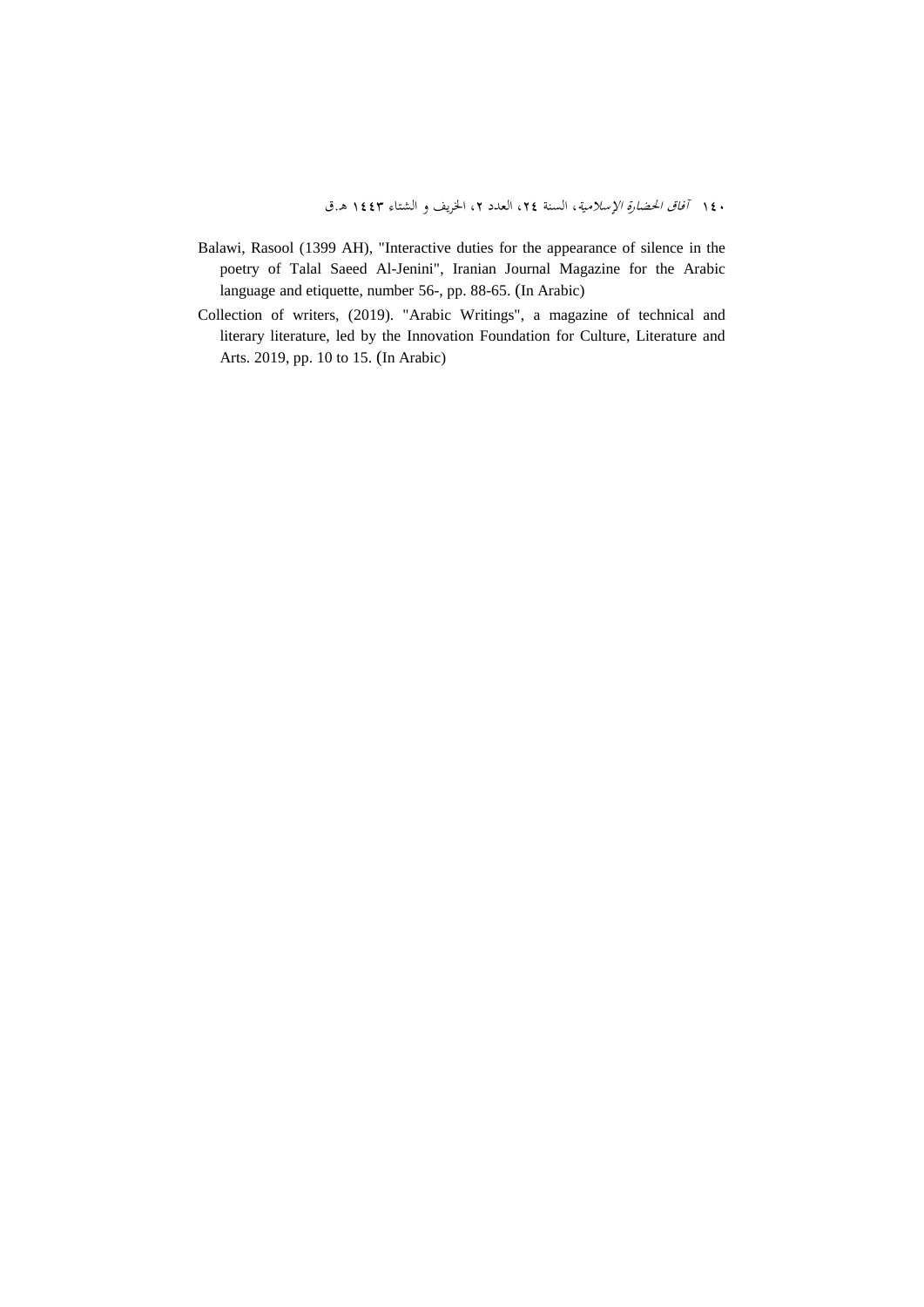Balawi, Rasool (1399 AH), "Interactive duties for the appearance of silence in the poetry of Talal Saeed Al-Jenini", Iranian Journal Magazine for the Arabic language and etiquette, number 56-, pp. 88-65. (In Arabic)

Collection of writers, (2019). "Arabic Writings", a magazine of technical and literary literature, led by the Innovation Foundation for Culture, Literature and Arts. 2019, pp. 10 to 15. (In Arabic)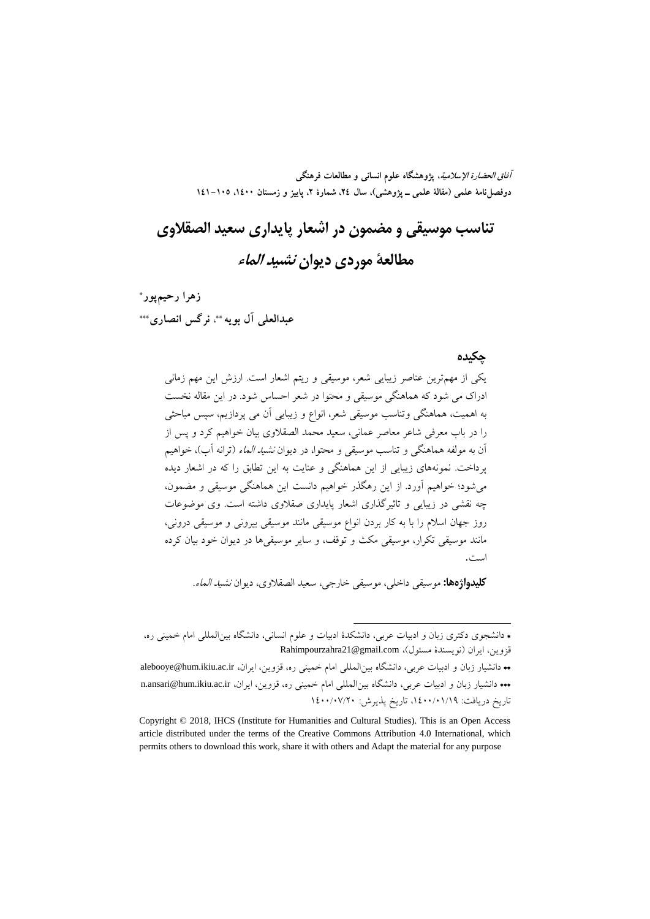*آفاق الحضارة الإسلامية*، پژوهشگاه علوم انسانی و مطالعات فرهنگی
**دوفصل‌نامهٔ علمی (مقالهٔ علمی ـ پژوهشی)، سال ۲٤، شمارهٔ ۲، پاییز و زمستان ۱٤۰۰، ۱۰۵–۱٤۱**

# تناسب موسیقی و مضمون در اشعار پایداری سعید الصقلاوی مطالعهٔ موردی دیوان *نشید الماء*

**زهرا رحیم‌پور***

**عبدالعلی آل بویه**، نرگس انصاری*****

## چکیده

یکی از مهم‌ترین عناصر زیبایی شعر، موسیقی و ریتم اشعار است. ارزش این مهم زمانی ادراک می شود که هماهنگی موسیقی و محتوا در شعر احساس شود. در این مقاله نخست به اهمیت، هماهنگی وتناسب موسیقی شعر، انواع و زیبایی آن می پردازیم، سپس مباحثی را در باب معرفی شاعر معاصر عمانی، سعید محمد الصقلاوی بیان خواهیم کرد و پس از آن به مولفه هماهنگی و تناسب موسیقی و محتوا، در دیوان *نشید الماء* (ترانه آب)، خواهیم پرداخت. نمونه‌های زیبایی از این هماهنگی و عنایت به این تطابق را که در اشعار دیده می‌شود؛ خواهیم آورد. از این رهگذر خواهیم دانست این هماهنگی موسیقی و مضمون، چه نقشی در زیبایی و تاثیرگذاری اشعار پایداری صقلاوی داشته است. وی موضوعات روز جهان اسلام را با به کار بردن انواع موسیقی مانند موسیقی بیرونی و موسیقی درونی، مانند موسیقی تکرار، موسیقی مکث و توقف، و سایر موسیقی‌ها در دیوان خود بیان کرده است.

**کلیدواژه‌ها:** موسیقی داخلی، موسیقی خارجی، سعید الصقلاوی، دیوان *نشید الماء*.

---

* دانشجوی دکتری زبان و ادبیات عربی، دانشکدهٔ ادبیات و علوم انسانی، دانشگاه بین‌المللی امام خمینی ره، قزوین، ایران (نویسندهٔ مسئول)، Rahimpourzahra21@gmail.com

** دانشیار زبان و ادبیات عربی، دانشگاه بین‌المللی امام خمینی ره، قزوین، ایران، alebooye@hum.ikiu.ac.ir

*** دانشیار زبان و ادبیات عربی، دانشگاه بین‌المللی امام خمینی ره، قزوین، ایران، n.ansari@hum.ikiu.ac.ir

تاریخ دریافت: ۱٤۰۰/۰۱/۱۹، تاریخ پذیرش: ۱٤۰۰/۰۷/۲۰

Copyright © 2018, IHCS (Institute for Humanities and Cultural Studies). This is an Open Access article distributed under the terms of the Creative Commons Attribution 4.0 International, which permits others to download this work, share it with others and Adapt the material for any purpose